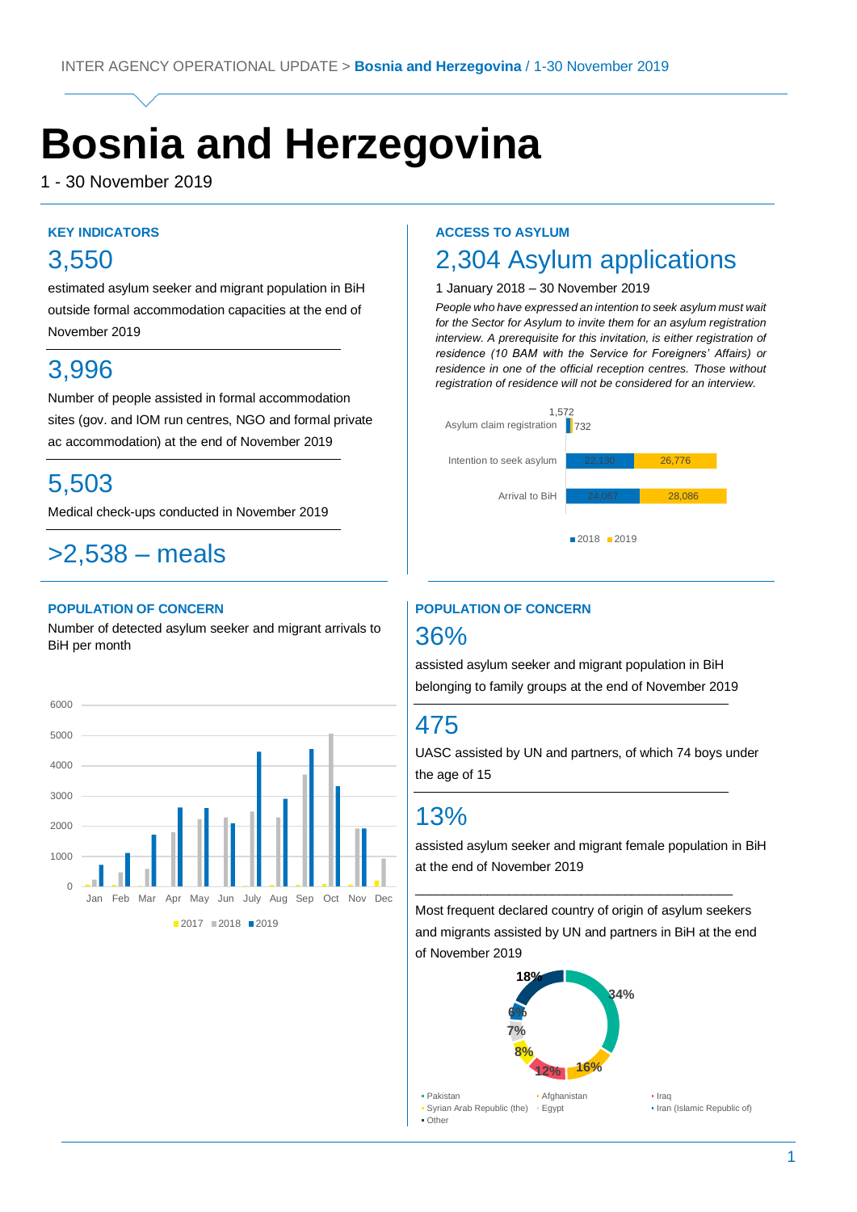# Bosnia and Herzegovina

1 - 30 November 2019

## KEY INDICATORS

### 3,550

estimated asylum seeker and migrant population in BiH outside formal accommodation capacities at the end of November 2019

### 3,996

Number of people assisted in formal accommodation sites (gov. and IOM run centres, NGO and formal private ac accommodation) at the end of November 2019

### 5,503

Medical check-ups conducted in November 2019

### >2,538 – meals

## ACCESS TO ASYLUM

### 2,304 Asylum applications

1 January 2018 – 30 November 2019

*People who have expressed an intention to seek asylum must wait for the Sector for Asylum to invite them for an asylum registration interview. A prerequisite for this invitation, is either registration of residence (10 BAM with the Service for Foreigners' Affairs) or residence in one of the official reception centres. Those without registration of residence will not be considered for an interview.*

| | 2018 | 2019 |
|---|---|---|
| Asylum claim registration | 1,572 | 732 |
| Intention to seek asylum | 22,130 | 26,776 |
| Arrival to BiH | 24,067 | 28,086 |

## POPULATION OF CONCERN

Number of detected asylum seeker and migrant arrivals to BiH per month

Legend: 2017, 2018, 2019 (months Jan–Dec; y-axis 0–6000)

## POPULATION OF CONCERN

### 36%

assisted asylum seeker and migrant population in BiH belonging to family groups at the end of November 2019

### 475

UASC assisted by UN and partners, of which 74 boys under the age of 15

### 13%

assisted asylum seeker and migrant female population in BiH at the end of November 2019

Most frequent declared country of origin of asylum seekers and migrants assisted by UN and partners in BiH at the end of November 2019

| Country | % |
|---|---|
| Pakistan | 34% |
| Afghanistan | 16% |
| Iraq | 12% |
| Syrian Arab Republic (the) | 8% |
| Egypt | 7% |
| Iran (Islamic Republic of) | 6% |
| Other | 18% |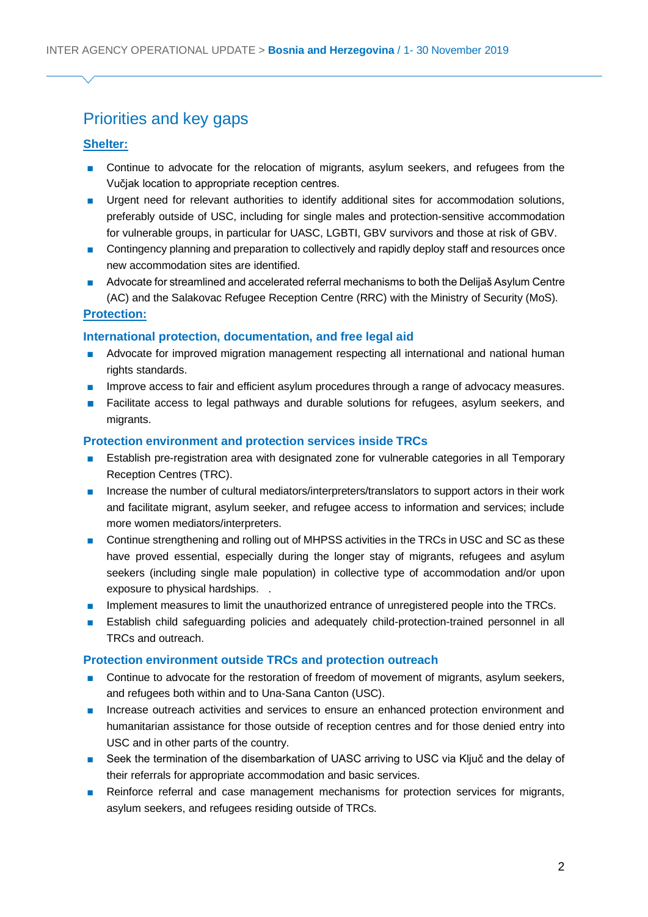## Priorities and key gaps

**Shelter:**

- Continue to advocate for the relocation of migrants, asylum seekers, and refugees from the Vučjak location to appropriate reception centres.
- Urgent need for relevant authorities to identify additional sites for accommodation solutions, preferably outside of USC, including for single males and protection-sensitive accommodation for vulnerable groups, in particular for UASC, LGBTI, GBV survivors and those at risk of GBV.
- Contingency planning and preparation to collectively and rapidly deploy staff and resources once new accommodation sites are identified.
- Advocate for streamlined and accelerated referral mechanisms to both the Delijaš Asylum Centre (AC) and the Salakovac Refugee Reception Centre (RRC) with the Ministry of Security (MoS).

**Protection:**

### International protection, documentation, and free legal aid

- Advocate for improved migration management respecting all international and national human rights standards.
- Improve access to fair and efficient asylum procedures through a range of advocacy measures.
- Facilitate access to legal pathways and durable solutions for refugees, asylum seekers, and migrants.

### Protection environment and protection services inside TRCs

- Establish pre-registration area with designated zone for vulnerable categories in all Temporary Reception Centres (TRC).
- Increase the number of cultural mediators/interpreters/translators to support actors in their work and facilitate migrant, asylum seeker, and refugee access to information and services; include more women mediators/interpreters.
- Continue strengthening and rolling out of MHPSS activities in the TRCs in USC and SC as these have proved essential, especially during the longer stay of migrants, refugees and asylum seekers (including single male population) in collective type of accommodation and/or upon exposure to physical hardships.   .
- Implement measures to limit the unauthorized entrance of unregistered people into the TRCs.
- Establish child safeguarding policies and adequately child-protection-trained personnel in all TRCs and outreach.

### Protection environment outside TRCs and protection outreach

- Continue to advocate for the restoration of freedom of movement of migrants, asylum seekers, and refugees both within and to Una-Sana Canton (USC).
- Increase outreach activities and services to ensure an enhanced protection environment and humanitarian assistance for those outside of reception centres and for those denied entry into USC and in other parts of the country.
- Seek the termination of the disembarkation of UASC arriving to USC via Ključ and the delay of their referrals for appropriate accommodation and basic services.
- Reinforce referral and case management mechanisms for protection services for migrants, asylum seekers, and refugees residing outside of TRCs.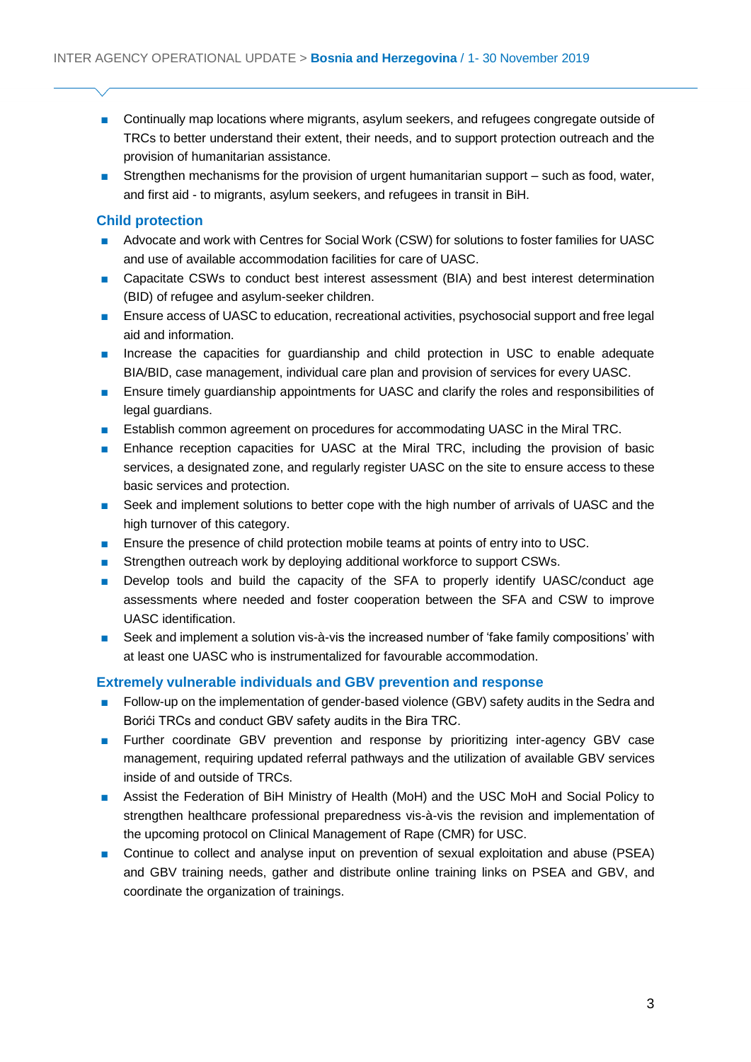- Continually map locations where migrants, asylum seekers, and refugees congregate outside of TRCs to better understand their extent, their needs, and to support protection outreach and the provision of humanitarian assistance.
- Strengthen mechanisms for the provision of urgent humanitarian support – such as food, water, and first aid - to migrants, asylum seekers, and refugees in transit in BiH.

### Child protection

- Advocate and work with Centres for Social Work (CSW) for solutions to foster families for UASC and use of available accommodation facilities for care of UASC.
- Capacitate CSWs to conduct best interest assessment (BIA) and best interest determination (BID) of refugee and asylum-seeker children.
- Ensure access of UASC to education, recreational activities, psychosocial support and free legal aid and information.
- Increase the capacities for guardianship and child protection in USC to enable adequate BIA/BID, case management, individual care plan and provision of services for every UASC.
- Ensure timely guardianship appointments for UASC and clarify the roles and responsibilities of legal guardians.
- Establish common agreement on procedures for accommodating UASC in the Miral TRC.
- Enhance reception capacities for UASC at the Miral TRC, including the provision of basic services, a designated zone, and regularly register UASC on the site to ensure access to these basic services and protection.
- Seek and implement solutions to better cope with the high number of arrivals of UASC and the high turnover of this category.
- Ensure the presence of child protection mobile teams at points of entry into to USC.
- Strengthen outreach work by deploying additional workforce to support CSWs.
- Develop tools and build the capacity of the SFA to properly identify UASC/conduct age assessments where needed and foster cooperation between the SFA and CSW to improve UASC identification.
- Seek and implement a solution vis-à-vis the increased number of 'fake family compositions' with at least one UASC who is instrumentalized for favourable accommodation.

### Extremely vulnerable individuals and GBV prevention and response

- Follow-up on the implementation of gender-based violence (GBV) safety audits in the Sedra and Borići TRCs and conduct GBV safety audits in the Bira TRC.
- Further coordinate GBV prevention and response by prioritizing inter-agency GBV case management, requiring updated referral pathways and the utilization of available GBV services inside of and outside of TRCs.
- Assist the Federation of BiH Ministry of Health (MoH) and the USC MoH and Social Policy to strengthen healthcare professional preparedness vis-à-vis the revision and implementation of the upcoming protocol on Clinical Management of Rape (CMR) for USC.
- Continue to collect and analyse input on prevention of sexual exploitation and abuse (PSEA) and GBV training needs, gather and distribute online training links on PSEA and GBV, and coordinate the organization of trainings.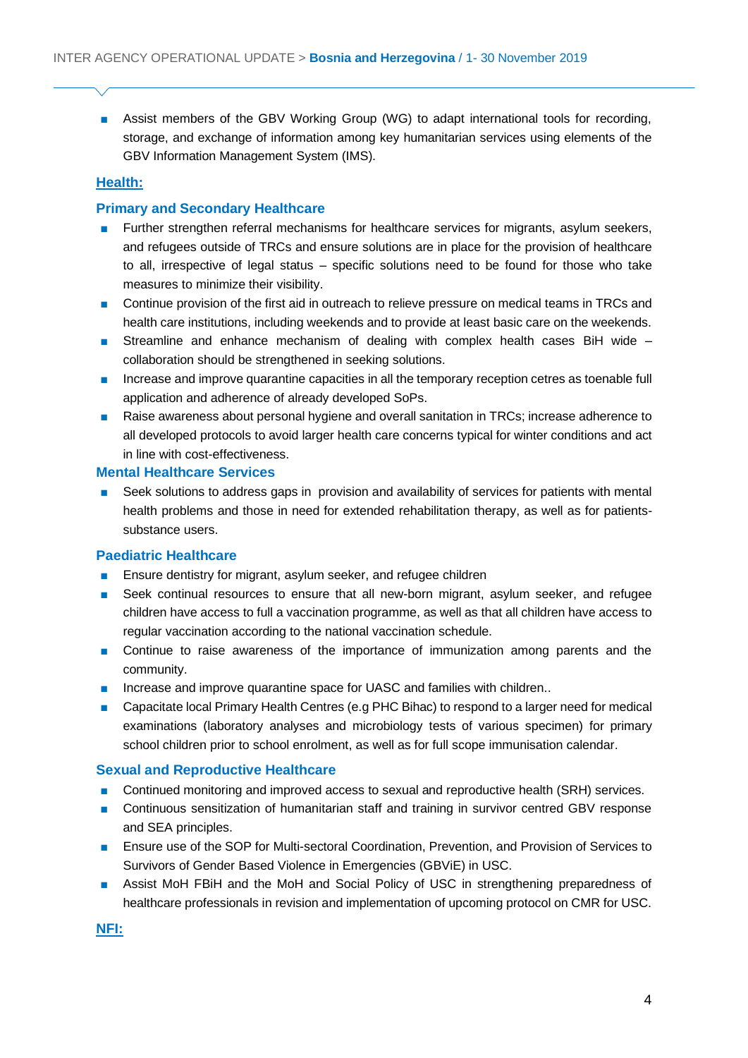- Assist members of the GBV Working Group (WG) to adapt international tools for recording, storage, and exchange of information among key humanitarian services using elements of the GBV Information Management System (IMS).

## Health:

### Primary and Secondary Healthcare

- Further strengthen referral mechanisms for healthcare services for migrants, asylum seekers, and refugees outside of TRCs and ensure solutions are in place for the provision of healthcare to all, irrespective of legal status – specific solutions need to be found for those who take measures to minimize their visibility.
- Continue provision of the first aid in outreach to relieve pressure on medical teams in TRCs and health care institutions, including weekends and to provide at least basic care on the weekends.
- Streamline and enhance mechanism of dealing with complex health cases BiH wide – collaboration should be strengthened in seeking solutions.
- Increase and improve quarantine capacities in all the temporary reception cetres as toenable full application and adherence of already developed SoPs.
- Raise awareness about personal hygiene and overall sanitation in TRCs; increase adherence to all developed protocols to avoid larger health care concerns typical for winter conditions and act in line with cost-effectiveness.

### Mental Healthcare Services

- Seek solutions to address gaps in provision and availability of services for patients with mental health problems and those in need for extended rehabilitation therapy, as well as for patients-substance users.

### Paediatric Healthcare

- Ensure dentistry for migrant, asylum seeker, and refugee children
- Seek continual resources to ensure that all new-born migrant, asylum seeker, and refugee children have access to full a vaccination programme, as well as that all children have access to regular vaccination according to the national vaccination schedule.
- Continue to raise awareness of the importance of immunization among parents and the community.
- Increase and improve quarantine space for UASC and families with children..
- Capacitate local Primary Health Centres (e.g PHC Bihac) to respond to a larger need for medical examinations (laboratory analyses and microbiology tests of various specimen) for primary school children prior to school enrolment, as well as for full scope immunisation calendar.

### Sexual and Reproductive Healthcare

- Continued monitoring and improved access to sexual and reproductive health (SRH) services.
- Continuous sensitization of humanitarian staff and training in survivor centred GBV response and SEA principles.
- Ensure use of the SOP for Multi-sectoral Coordination, Prevention, and Provision of Services to Survivors of Gender Based Violence in Emergencies (GBViE) in USC.
- Assist MoH FBiH and the MoH and Social Policy of USC in strengthening preparedness of healthcare professionals in revision and implementation of upcoming protocol on CMR for USC.

## NFI: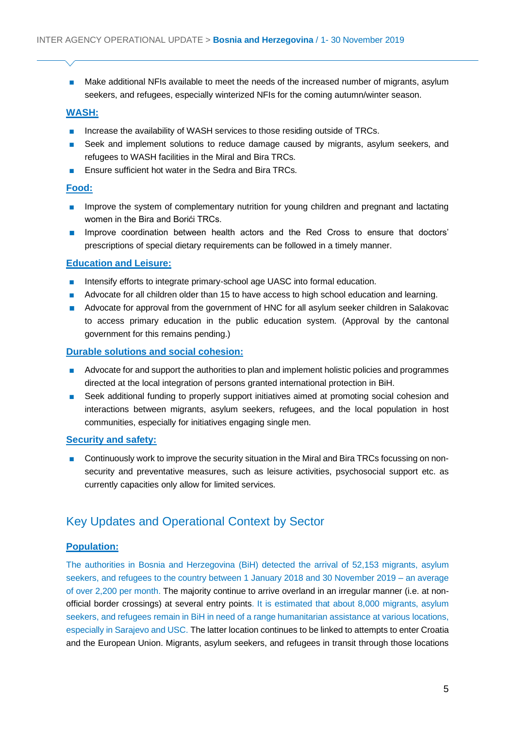- Make additional NFIs available to meet the needs of the increased number of migrants, asylum seekers, and refugees, especially winterized NFIs for the coming autumn/winter season.

**WASH:**

- Increase the availability of WASH services to those residing outside of TRCs.
- Seek and implement solutions to reduce damage caused by migrants, asylum seekers, and refugees to WASH facilities in the Miral and Bira TRCs.
- Ensure sufficient hot water in the Sedra and Bira TRCs.

**Food:**

- Improve the system of complementary nutrition for young children and pregnant and lactating women in the Bira and Borići TRCs.
- Improve coordination between health actors and the Red Cross to ensure that doctors' prescriptions of special dietary requirements can be followed in a timely manner.

**Education and Leisure:**

- Intensify efforts to integrate primary-school age UASC into formal education.
- Advocate for all children older than 15 to have access to high school education and learning.
- Advocate for approval from the government of HNC for all asylum seeker children in Salakovac to access primary education in the public education system. (Approval by the cantonal government for this remains pending.)

**Durable solutions and social cohesion:**

- Advocate for and support the authorities to plan and implement holistic policies and programmes directed at the local integration of persons granted international protection in BiH.
- Seek additional funding to properly support initiatives aimed at promoting social cohesion and interactions between migrants, asylum seekers, refugees, and the local population in host communities, especially for initiatives engaging single men.

**Security and safety:**

- Continuously work to improve the security situation in the Miral and Bira TRCs focussing on non-security and preventative measures, such as leisure activities, psychosocial support etc. as currently capacities only allow for limited services.

## Key Updates and Operational Context by Sector

**Population:**

The authorities in Bosnia and Herzegovina (BiH) detected the arrival of 52,153 migrants, asylum seekers, and refugees to the country between 1 January 2018 and 30 November 2019 – an average of over 2,200 per month. The majority continue to arrive overland in an irregular manner (i.e. at non-official border crossings) at several entry points. It is estimated that about 8,000 migrants, asylum seekers, and refugees remain in BiH in need of a range humanitarian assistance at various locations, especially in Sarajevo and USC. The latter location continues to be linked to attempts to enter Croatia and the European Union. Migrants, asylum seekers, and refugees in transit through those locations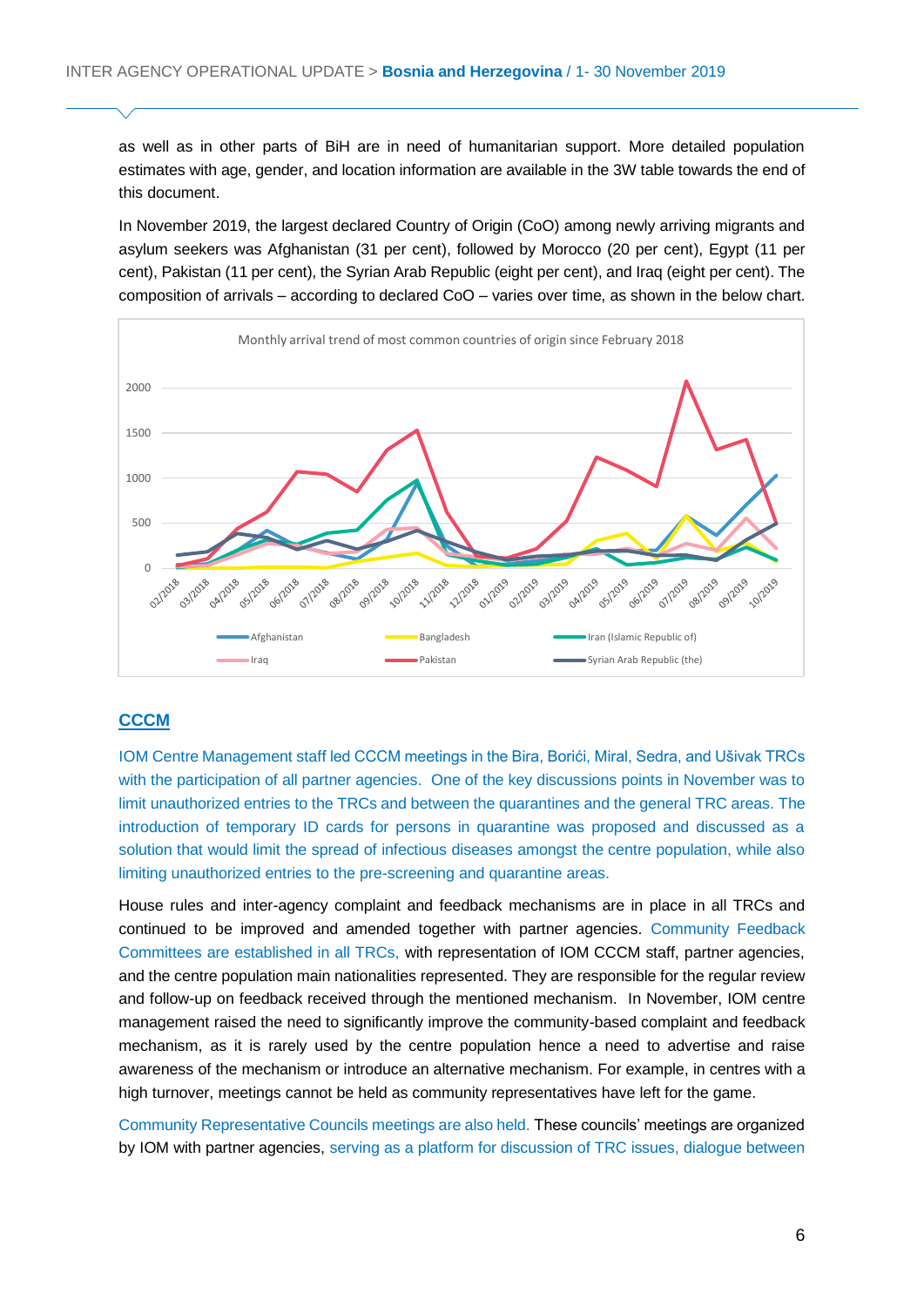as well as in other parts of BiH are in need of humanitarian support. More detailed population estimates with age, gender, and location information are available in the 3W table towards the end of this document.

In November 2019, the largest declared Country of Origin (CoO) among newly arriving migrants and asylum seekers was Afghanistan (31 per cent), followed by Morocco (20 per cent), Egypt (11 per cent), Pakistan (11 per cent), the Syrian Arab Republic (eight per cent), and Iraq (eight per cent). The composition of arrivals – according to declared CoO – varies over time, as shown in the below chart.

Monthly arrival trend of most common countries of origin since February 2018

## CCCM

IOM Centre Management staff led CCCM meetings in the Bira, Borići, Miral, Sedra, and Ušivak TRCs with the participation of all partner agencies. One of the key discussions points in November was to limit unauthorized entries to the TRCs and between the quarantines and the general TRC areas. The introduction of temporary ID cards for persons in quarantine was proposed and discussed as a solution that would limit the spread of infectious diseases amongst the centre population, while also limiting unauthorized entries to the pre-screening and quarantine areas.

House rules and inter-agency complaint and feedback mechanisms are in place in all TRCs and continued to be improved and amended together with partner agencies. Community Feedback Committees are established in all TRCs, with representation of IOM CCCM staff, partner agencies, and the centre population main nationalities represented. They are responsible for the regular review and follow-up on feedback received through the mentioned mechanism. In November, IOM centre management raised the need to significantly improve the community-based complaint and feedback mechanism, as it is rarely used by the centre population hence a need to advertise and raise awareness of the mechanism or introduce an alternative mechanism. For example, in centres with a high turnover, meetings cannot be held as community representatives have left for the game.

Community Representative Councils meetings are also held. These councils' meetings are organized by IOM with partner agencies, serving as a platform for discussion of TRC issues, dialogue between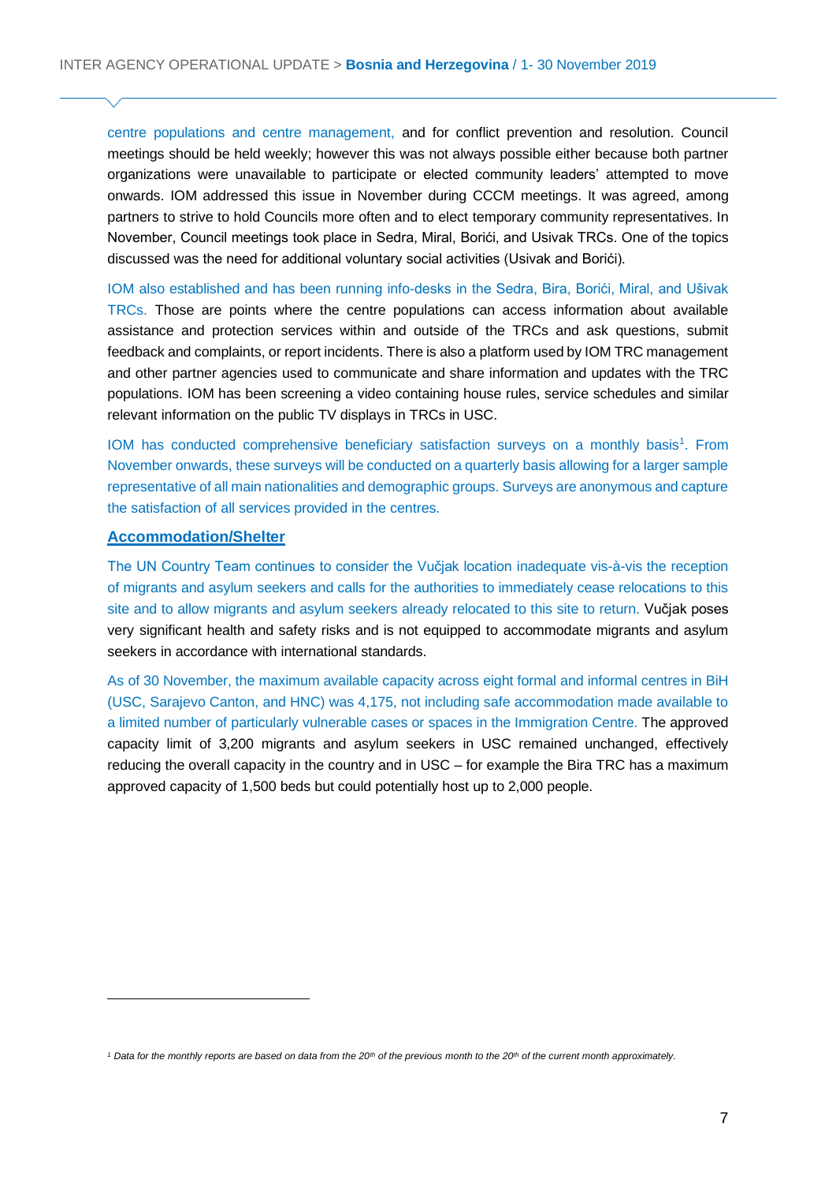centre populations and centre management, and for conflict prevention and resolution. Council meetings should be held weekly; however this was not always possible either because both partner organizations were unavailable to participate or elected community leaders' attempted to move onwards. IOM addressed this issue in November during CCCM meetings. It was agreed, among partners to strive to hold Councils more often and to elect temporary community representatives. In November, Council meetings took place in Sedra, Miral, Borići, and Usivak TRCs. One of the topics discussed was the need for additional voluntary social activities (Usivak and Borići).

IOM also established and has been running info-desks in the Sedra, Bira, Borići, Miral, and Ušivak TRCs. Those are points where the centre populations can access information about available assistance and protection services within and outside of the TRCs and ask questions, submit feedback and complaints, or report incidents. There is also a platform used by IOM TRC management and other partner agencies used to communicate and share information and updates with the TRC populations. IOM has been screening a video containing house rules, service schedules and similar relevant information on the public TV displays in TRCs in USC.

IOM has conducted comprehensive beneficiary satisfaction surveys on a monthly basis[1]. From November onwards, these surveys will be conducted on a quarterly basis allowing for a larger sample representative of all main nationalities and demographic groups. Surveys are anonymous and capture the satisfaction of all services provided in the centres.

## Accommodation/Shelter

The UN Country Team continues to consider the Vučjak location inadequate vis-à-vis the reception of migrants and asylum seekers and calls for the authorities to immediately cease relocations to this site and to allow migrants and asylum seekers already relocated to this site to return. Vučjak poses very significant health and safety risks and is not equipped to accommodate migrants and asylum seekers in accordance with international standards.

As of 30 November, the maximum available capacity across eight formal and informal centres in BiH (USC, Sarajevo Canton, and HNC) was 4,175, not including safe accommodation made available to a limited number of particularly vulnerable cases or spaces in the Immigration Centre. The approved capacity limit of 3,200 migrants and asylum seekers in USC remained unchanged, effectively reducing the overall capacity in the country and in USC – for example the Bira TRC has a maximum approved capacity of 1,500 beds but could potentially host up to 2,000 people.

---

[1] *Data for the monthly reports are based on data from the 20th of the previous month to the 20th of the current month approximately.*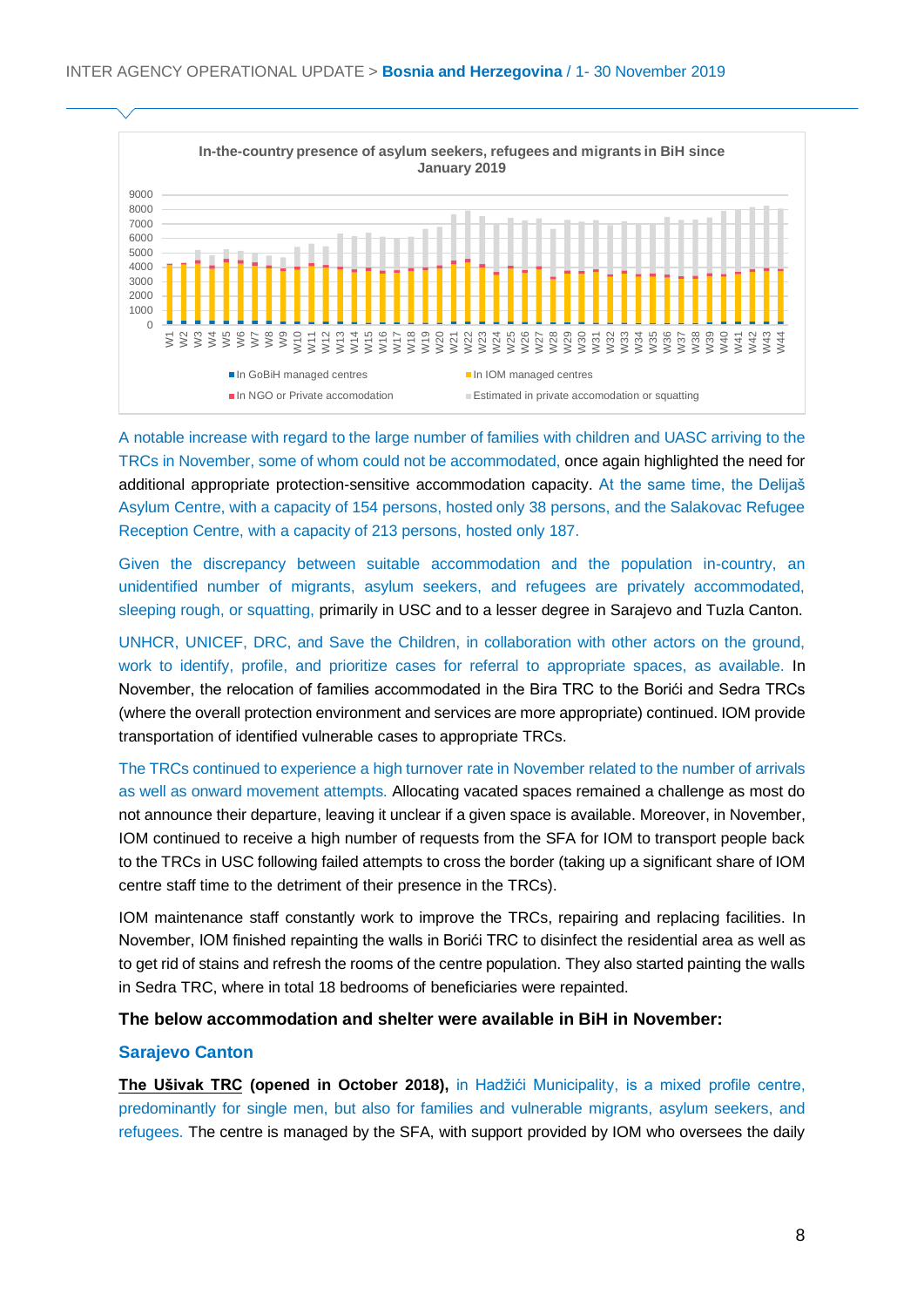**In-the-country presence of asylum seekers, refugees and migrants in BiH since January 2019**

- In GoBiH managed centres
- In IOM managed centres
- In NGO or Private accomodation
- Estimated in private accomodation or squatting

A notable increase with regard to the large number of families with children and UASC arriving to the TRCs in November, some of whom could not be accommodated, once again highlighted the need for additional appropriate protection-sensitive accommodation capacity. At the same time, the Delijaš Asylum Centre, with a capacity of 154 persons, hosted only 38 persons, and the Salakovac Refugee Reception Centre, with a capacity of 213 persons, hosted only 187.

Given the discrepancy between suitable accommodation and the population in-country, an unidentified number of migrants, asylum seekers, and refugees are privately accommodated, sleeping rough, or squatting, primarily in USC and to a lesser degree in Sarajevo and Tuzla Canton.

UNHCR, UNICEF, DRC, and Save the Children, in collaboration with other actors on the ground, work to identify, profile, and prioritize cases for referral to appropriate spaces, as available. In November, the relocation of families accommodated in the Bira TRC to the Borići and Sedra TRCs (where the overall protection environment and services are more appropriate) continued. IOM provide transportation of identified vulnerable cases to appropriate TRCs.

The TRCs continued to experience a high turnover rate in November related to the number of arrivals as well as onward movement attempts. Allocating vacated spaces remained a challenge as most do not announce their departure, leaving it unclear if a given space is available. Moreover, in November, IOM continued to receive a high number of requests from the SFA for IOM to transport people back to the TRCs in USC following failed attempts to cross the border (taking up a significant share of IOM centre staff time to the detriment of their presence in the TRCs).

IOM maintenance staff constantly work to improve the TRCs, repairing and replacing facilities. In November, IOM finished repainting the walls in Borići TRC to disinfect the residential area as well as to get rid of stains and refresh the rooms of the centre population. They also started painting the walls in Sedra TRC, where in total 18 bedrooms of beneficiaries were repainted.

**The below accommodation and shelter were available in BiH in November:**

## Sarajevo Canton

**The Ušivak TRC (opened in October 2018),** in Hadžići Municipality, is a mixed profile centre, predominantly for single men, but also for families and vulnerable migrants, asylum seekers, and refugees. The centre is managed by the SFA, with support provided by IOM who oversees the daily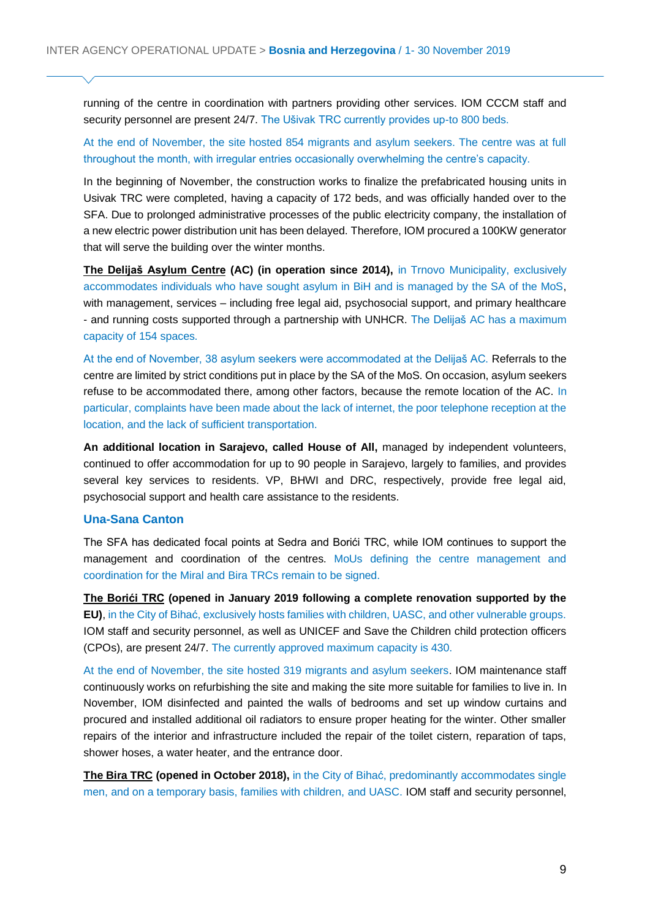running of the centre in coordination with partners providing other services. IOM CCCM staff and security personnel are present 24/7. The Ušivak TRC currently provides up-to 800 beds.

At the end of November, the site hosted 854 migrants and asylum seekers. The centre was at full throughout the month, with irregular entries occasionally overwhelming the centre's capacity.

In the beginning of November, the construction works to finalize the prefabricated housing units in Usivak TRC were completed, having a capacity of 172 beds, and was officially handed over to the SFA. Due to prolonged administrative processes of the public electricity company, the installation of a new electric power distribution unit has been delayed. Therefore, IOM procured a 100KW generator that will serve the building over the winter months.

**The Delijaš Asylum Centre (AC) (in operation since 2014),** in Trnovo Municipality, exclusively accommodates individuals who have sought asylum in BiH and is managed by the SA of the MoS, with management, services – including free legal aid, psychosocial support, and primary healthcare - and running costs supported through a partnership with UNHCR. The Delijaš AC has a maximum capacity of 154 spaces.

At the end of November, 38 asylum seekers were accommodated at the Delijaš AC. Referrals to the centre are limited by strict conditions put in place by the SA of the MoS. On occasion, asylum seekers refuse to be accommodated there, among other factors, because the remote location of the AC. In particular, complaints have been made about the lack of internet, the poor telephone reception at the location, and the lack of sufficient transportation.

**An additional location in Sarajevo, called House of All,** managed by independent volunteers, continued to offer accommodation for up to 90 people in Sarajevo, largely to families, and provides several key services to residents. VP, BHWI and DRC, respectively, provide free legal aid, psychosocial support and health care assistance to the residents.

## Una-Sana Canton

The SFA has dedicated focal points at Sedra and Borići TRC, while IOM continues to support the management and coordination of the centres. MoUs defining the centre management and coordination for the Miral and Bira TRCs remain to be signed.

**The Borići TRC (opened in January 2019 following a complete renovation supported by the EU)**, in the City of Bihać, exclusively hosts families with children, UASC, and other vulnerable groups. IOM staff and security personnel, as well as UNICEF and Save the Children child protection officers (CPOs), are present 24/7. The currently approved maximum capacity is 430.

At the end of November, the site hosted 319 migrants and asylum seekers. IOM maintenance staff continuously works on refurbishing the site and making the site more suitable for families to live in. In November, IOM disinfected and painted the walls of bedrooms and set up window curtains and procured and installed additional oil radiators to ensure proper heating for the winter. Other smaller repairs of the interior and infrastructure included the repair of the toilet cistern, reparation of taps, shower hoses, a water heater, and the entrance door.

**The Bira TRC (opened in October 2018),** in the City of Bihać, predominantly accommodates single men, and on a temporary basis, families with children, and UASC. IOM staff and security personnel,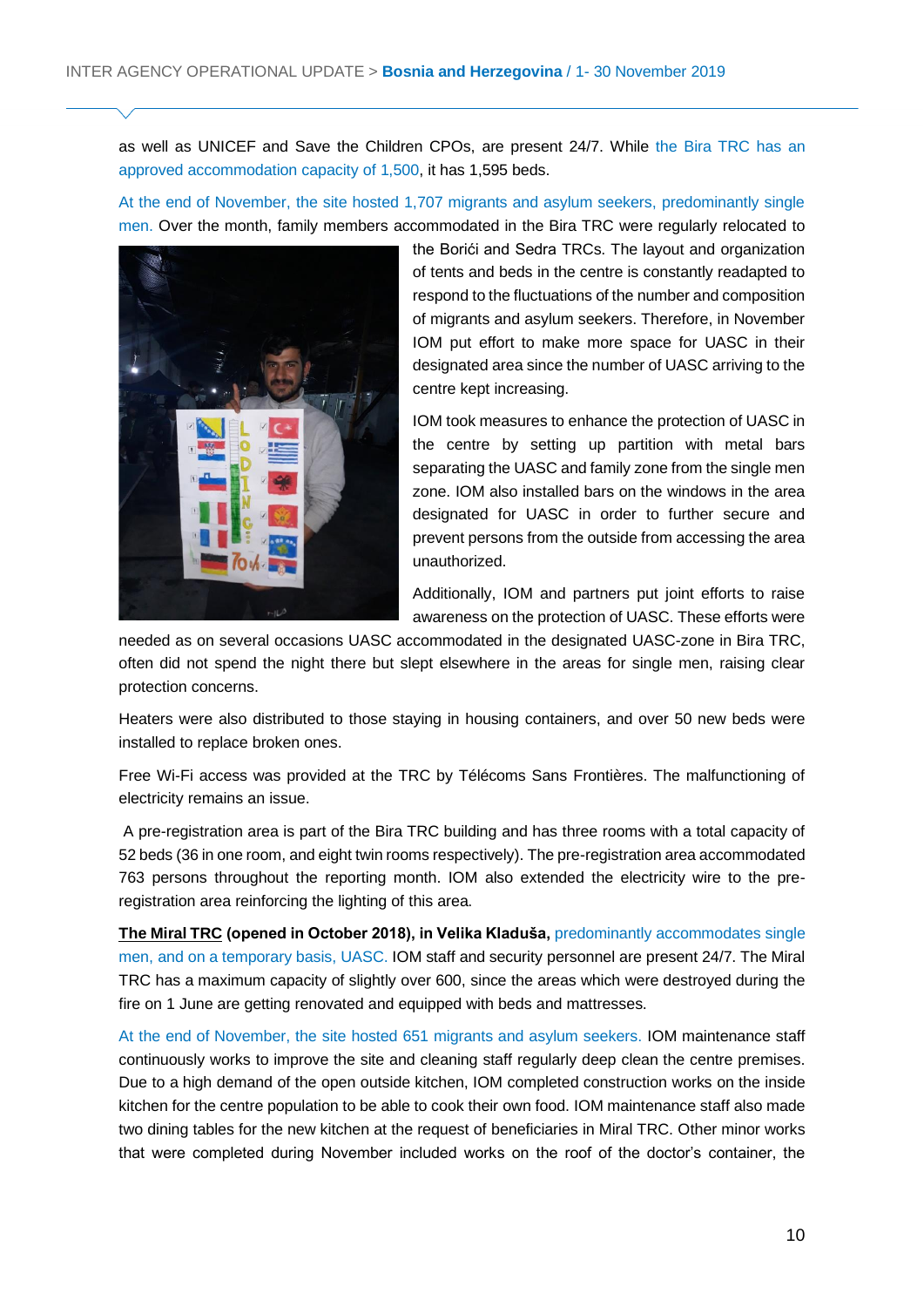as well as UNICEF and Save the Children CPOs, are present 24/7. While the Bira TRC has an approved accommodation capacity of 1,500, it has 1,595 beds.

At the end of November, the site hosted 1,707 migrants and asylum seekers, predominantly single men. Over the month, family members accommodated in the Bira TRC were regularly relocated to the Borići and Sedra TRCs. The layout and organization of tents and beds in the centre is constantly readapted to respond to the fluctuations of the number and composition of migrants and asylum seekers. Therefore, in November IOM put effort to make more space for UASC in their designated area since the number of UASC arriving to the centre kept increasing.

IOM took measures to enhance the protection of UASC in the centre by setting up partition with metal bars separating the UASC and family zone from the single men zone. IOM also installed bars on the windows in the area designated for UASC in order to further secure and prevent persons from the outside from accessing the area unauthorized.

Additionally, IOM and partners put joint efforts to raise awareness on the protection of UASC. These efforts were needed as on several occasions UASC accommodated in the designated UASC-zone in Bira TRC, often did not spend the night there but slept elsewhere in the areas for single men, raising clear protection concerns.

Heaters were also distributed to those staying in housing containers, and over 50 new beds were installed to replace broken ones.

Free Wi-Fi access was provided at the TRC by Télécoms Sans Frontières. The malfunctioning of electricity remains an issue.

A pre-registration area is part of the Bira TRC building and has three rooms with a total capacity of 52 beds (36 in one room, and eight twin rooms respectively). The pre-registration area accommodated 763 persons throughout the reporting month. IOM also extended the electricity wire to the pre-registration area reinforcing the lighting of this area.

**The Miral TRC (opened in October 2018), in Velika Kladuša,** predominantly accommodates single men, and on a temporary basis, UASC. IOM staff and security personnel are present 24/7. The Miral TRC has a maximum capacity of slightly over 600, since the areas which were destroyed during the fire on 1 June are getting renovated and equipped with beds and mattresses.

At the end of November, the site hosted 651 migrants and asylum seekers. IOM maintenance staff continuously works to improve the site and cleaning staff regularly deep clean the centre premises. Due to a high demand of the open outside kitchen, IOM completed construction works on the inside kitchen for the centre population to be able to cook their own food. IOM maintenance staff also made two dining tables for the new kitchen at the request of beneficiaries in Miral TRC. Other minor works that were completed during November included works on the roof of the doctor's container, the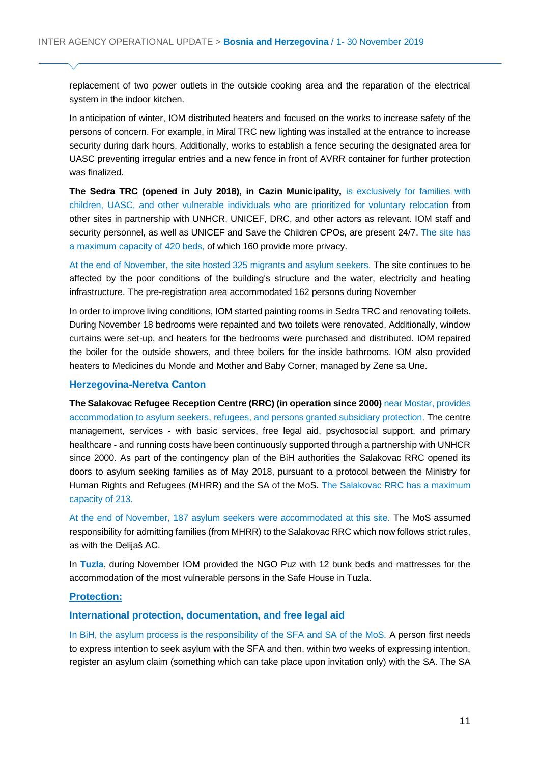replacement of two power outlets in the outside cooking area and the reparation of the electrical system in the indoor kitchen.

In anticipation of winter, IOM distributed heaters and focused on the works to increase safety of the persons of concern. For example, in Miral TRC new lighting was installed at the entrance to increase security during dark hours. Additionally, works to establish a fence securing the designated area for UASC preventing irregular entries and a new fence in front of AVRR container for further protection was finalized.

**The Sedra TRC (opened in July 2018), in Cazin Municipality,** is exclusively for families with children, UASC, and other vulnerable individuals who are prioritized for voluntary relocation from other sites in partnership with UNHCR, UNICEF, DRC, and other actors as relevant. IOM staff and security personnel, as well as UNICEF and Save the Children CPOs, are present 24/7. The site has a maximum capacity of 420 beds, of which 160 provide more privacy.

At the end of November, the site hosted 325 migrants and asylum seekers. The site continues to be affected by the poor conditions of the building's structure and the water, electricity and heating infrastructure. The pre-registration area accommodated 162 persons during November

In order to improve living conditions, IOM started painting rooms in Sedra TRC and renovating toilets. During November 18 bedrooms were repainted and two toilets were renovated. Additionally, window curtains were set-up, and heaters for the bedrooms were purchased and distributed. IOM repaired the boiler for the outside showers, and three boilers for the inside bathrooms. IOM also provided heaters to Medicines du Monde and Mother and Baby Corner, managed by Zene sa Une.

### Herzegovina-Neretva Canton

**The Salakovac Refugee Reception Centre (RRC) (in operation since 2000)** near Mostar, provides accommodation to asylum seekers, refugees, and persons granted subsidiary protection. The centre management, services - with basic services, free legal aid, psychosocial support, and primary healthcare - and running costs have been continuously supported through a partnership with UNHCR since 2000. As part of the contingency plan of the BiH authorities the Salakovac RRC opened its doors to asylum seeking families as of May 2018, pursuant to a protocol between the Ministry for Human Rights and Refugees (MHRR) and the SA of the MoS. The Salakovac RRC has a maximum capacity of 213.

At the end of November, 187 asylum seekers were accommodated at this site. The MoS assumed responsibility for admitting families (from MHRR) to the Salakovac RRC which now follows strict rules, as with the Delijaš AC.

In **Tuzla**, during November IOM provided the NGO Puz with 12 bunk beds and mattresses for the accommodation of the most vulnerable persons in the Safe House in Tuzla.

## Protection:

### International protection, documentation, and free legal aid

In BiH, the asylum process is the responsibility of the SFA and SA of the MoS. A person first needs to express intention to seek asylum with the SFA and then, within two weeks of expressing intention, register an asylum claim (something which can take place upon invitation only) with the SA. The SA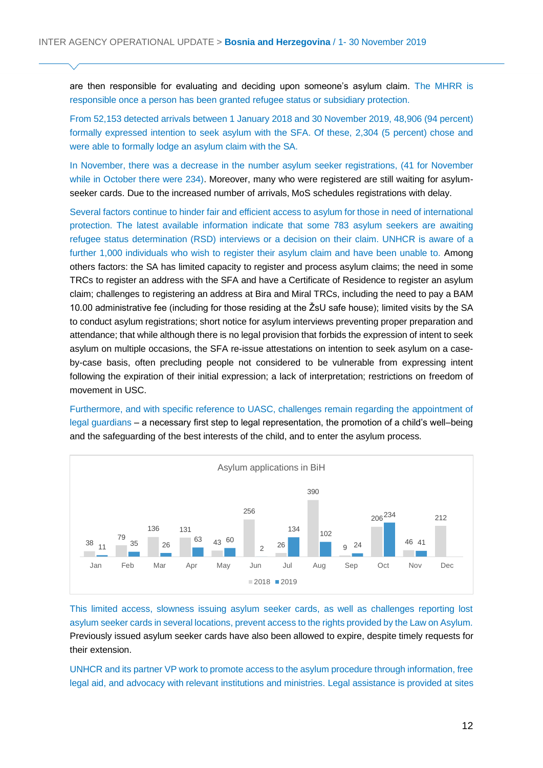are then responsible for evaluating and deciding upon someone's asylum claim. The MHRR is responsible once a person has been granted refugee status or subsidiary protection.

From 52,153 detected arrivals between 1 January 2018 and 30 November 2019, 48,906 (94 percent) formally expressed intention to seek asylum with the SFA. Of these, 2,304 (5 percent) chose and were able to formally lodge an asylum claim with the SA.

In November, there was a decrease in the number asylum seeker registrations, (41 for November while in October there were 234). Moreover, many who were registered are still waiting for asylum-seeker cards. Due to the increased number of arrivals, MoS schedules registrations with delay.

Several factors continue to hinder fair and efficient access to asylum for those in need of international protection. The latest available information indicate that some 783 asylum seekers are awaiting refugee status determination (RSD) interviews or a decision on their claim. UNHCR is aware of a further 1,000 individuals who wish to register their asylum claim and have been unable to. Among others factors: the SA has limited capacity to register and process asylum claims; the need in some TRCs to register an address with the SFA and have a Certificate of Residence to register an asylum claim; challenges to registering an address at Bira and Miral TRCs, including the need to pay a BAM 10.00 administrative fee (including for those residing at the ŽsU safe house); limited visits by the SA to conduct asylum registrations; short notice for asylum interviews preventing proper preparation and attendance; that while although there is no legal provision that forbids the expression of intent to seek asylum on multiple occasions, the SFA re-issue attestations on intention to seek asylum on a case-by-case basis, often precluding people not considered to be vulnerable from expressing intent following the expiration of their initial expression; a lack of interpretation; restrictions on freedom of movement in USC.

Furthermore, and with specific reference to UASC, challenges remain regarding the appointment of legal guardians – a necessary first step to legal representation, the promotion of a child's well–being and the safeguarding of the best interests of the child, and to enter the asylum process.

**Asylum applications in BiH**

| | Jan | Feb | Mar | Apr | May | Jun | Jul | Aug | Sep | Oct | Nov | Dec |
|---|---|---|---|---|---|---|---|---|---|---|---|---|
| 2018 | 38 | 79 | 136 | 131 | 43 | 256 | 26 | 390 | 9 | 206 | 46 | 212 |
| 2019 | 11 | 35 | 26 | 63 | 60 | 2 | 134 | 102 | 24 | 234 | 41 | |

This limited access, slowness issuing asylum seeker cards, as well as challenges reporting lost asylum seeker cards in several locations, prevent access to the rights provided by the Law on Asylum. Previously issued asylum seeker cards have also been allowed to expire, despite timely requests for their extension.

UNHCR and its partner VP work to promote access to the asylum procedure through information, free legal aid, and advocacy with relevant institutions and ministries. Legal assistance is provided at sites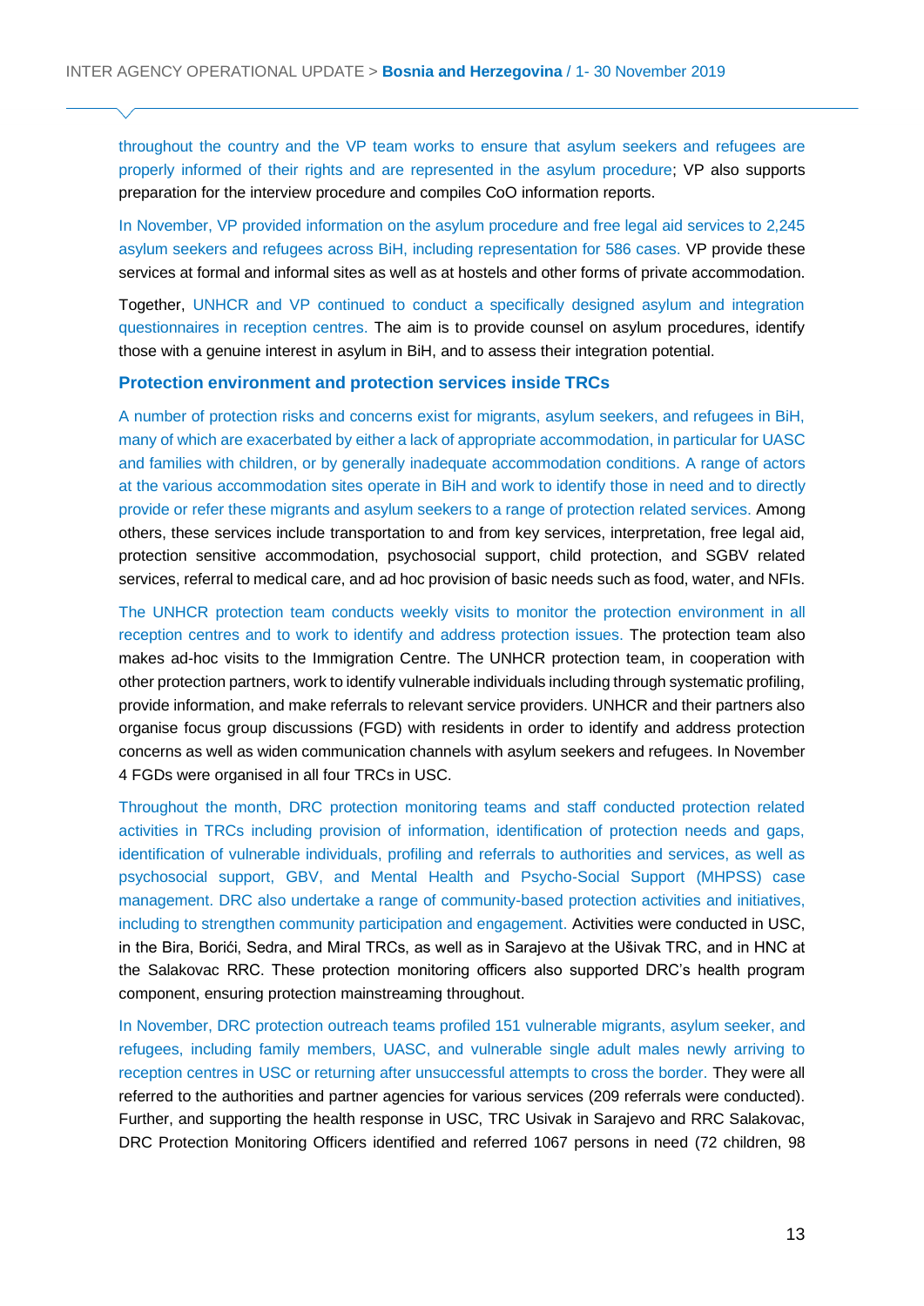throughout the country and the VP team works to ensure that asylum seekers and refugees are properly informed of their rights and are represented in the asylum procedure; VP also supports preparation for the interview procedure and compiles CoO information reports.

In November, VP provided information on the asylum procedure and free legal aid services to 2,245 asylum seekers and refugees across BiH, including representation for 586 cases. VP provide these services at formal and informal sites as well as at hostels and other forms of private accommodation.

Together, UNHCR and VP continued to conduct a specifically designed asylum and integration questionnaires in reception centres. The aim is to provide counsel on asylum procedures, identify those with a genuine interest in asylum in BiH, and to assess their integration potential.

### Protection environment and protection services inside TRCs

A number of protection risks and concerns exist for migrants, asylum seekers, and refugees in BiH, many of which are exacerbated by either a lack of appropriate accommodation, in particular for UASC and families with children, or by generally inadequate accommodation conditions. A range of actors at the various accommodation sites operate in BiH and work to identify those in need and to directly provide or refer these migrants and asylum seekers to a range of protection related services. Among others, these services include transportation to and from key services, interpretation, free legal aid, protection sensitive accommodation, psychosocial support, child protection, and SGBV related services, referral to medical care, and ad hoc provision of basic needs such as food, water, and NFIs.

The UNHCR protection team conducts weekly visits to monitor the protection environment in all reception centres and to work to identify and address protection issues. The protection team also makes ad-hoc visits to the Immigration Centre. The UNHCR protection team, in cooperation with other protection partners, work to identify vulnerable individuals including through systematic profiling, provide information, and make referrals to relevant service providers. UNHCR and their partners also organise focus group discussions (FGD) with residents in order to identify and address protection concerns as well as widen communication channels with asylum seekers and refugees. In November 4 FGDs were organised in all four TRCs in USC.

Throughout the month, DRC protection monitoring teams and staff conducted protection related activities in TRCs including provision of information, identification of protection needs and gaps, identification of vulnerable individuals, profiling and referrals to authorities and services, as well as psychosocial support, GBV, and Mental Health and Psycho-Social Support (MHPSS) case management. DRC also undertake a range of community-based protection activities and initiatives, including to strengthen community participation and engagement. Activities were conducted in USC, in the Bira, Borići, Sedra, and Miral TRCs, as well as in Sarajevo at the Ušivak TRC, and in HNC at the Salakovac RRC. These protection monitoring officers also supported DRC's health program component, ensuring protection mainstreaming throughout.

In November, DRC protection outreach teams profiled 151 vulnerable migrants, asylum seeker, and refugees, including family members, UASC, and vulnerable single adult males newly arriving to reception centres in USC or returning after unsuccessful attempts to cross the border. They were all referred to the authorities and partner agencies for various services (209 referrals were conducted). Further, and supporting the health response in USC, TRC Usivak in Sarajevo and RRC Salakovac, DRC Protection Monitoring Officers identified and referred 1067 persons in need (72 children, 98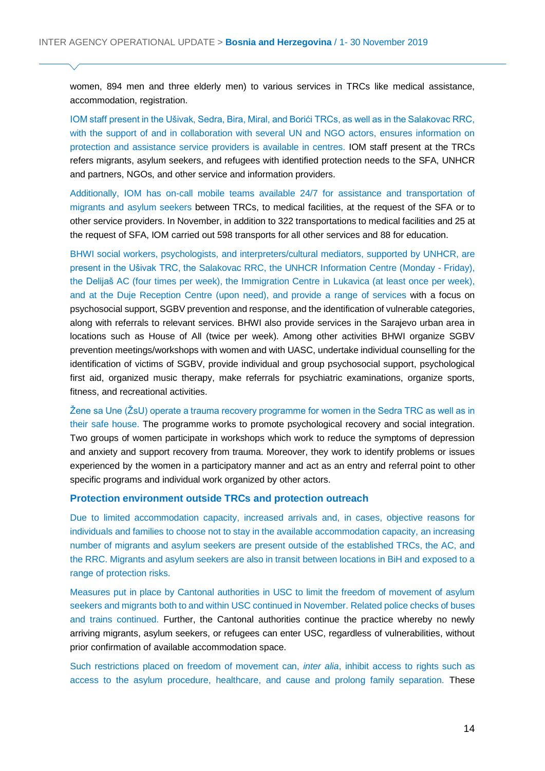women, 894 men and three elderly men) to various services in TRCs like medical assistance, accommodation, registration.

IOM staff present in the Ušivak, Sedra, Bira, Miral, and Borići TRCs, as well as in the Salakovac RRC, with the support of and in collaboration with several UN and NGO actors, ensures information on protection and assistance service providers is available in centres. IOM staff present at the TRCs refers migrants, asylum seekers, and refugees with identified protection needs to the SFA, UNHCR and partners, NGOs, and other service and information providers.

Additionally, IOM has on-call mobile teams available 24/7 for assistance and transportation of migrants and asylum seekers between TRCs, to medical facilities, at the request of the SFA or to other service providers. In November, in addition to 322 transportations to medical facilities and 25 at the request of SFA, IOM carried out 598 transports for all other services and 88 for education.

BHWI social workers, psychologists, and interpreters/cultural mediators, supported by UNHCR, are present in the Ušivak TRC, the Salakovac RRC, the UNHCR Information Centre (Monday - Friday), the Delijaš AC (four times per week), the Immigration Centre in Lukavica (at least once per week), and at the Duje Reception Centre (upon need), and provide a range of services with a focus on psychosocial support, SGBV prevention and response, and the identification of vulnerable categories, along with referrals to relevant services. BHWI also provide services in the Sarajevo urban area in locations such as House of All (twice per week). Among other activities BHWI organize SGBV prevention meetings/workshops with women and with UASC, undertake individual counselling for the identification of victims of SGBV, provide individual and group psychosocial support, psychological first aid, organized music therapy, make referrals for psychiatric examinations, organize sports, fitness, and recreational activities.

Žene sa Une (ŽsU) operate a trauma recovery programme for women in the Sedra TRC as well as in their safe house. The programme works to promote psychological recovery and social integration. Two groups of women participate in workshops which work to reduce the symptoms of depression and anxiety and support recovery from trauma. Moreover, they work to identify problems or issues experienced by the women in a participatory manner and act as an entry and referral point to other specific programs and individual work organized by other actors.

### Protection environment outside TRCs and protection outreach

Due to limited accommodation capacity, increased arrivals and, in cases, objective reasons for individuals and families to choose not to stay in the available accommodation capacity, an increasing number of migrants and asylum seekers are present outside of the established TRCs, the AC, and the RRC. Migrants and asylum seekers are also in transit between locations in BiH and exposed to a range of protection risks.

Measures put in place by Cantonal authorities in USC to limit the freedom of movement of asylum seekers and migrants both to and within USC continued in November. Related police checks of buses and trains continued. Further, the Cantonal authorities continue the practice whereby no newly arriving migrants, asylum seekers, or refugees can enter USC, regardless of vulnerabilities, without prior confirmation of available accommodation space.

Such restrictions placed on freedom of movement can, *inter alia*, inhibit access to rights such as access to the asylum procedure, healthcare, and cause and prolong family separation. These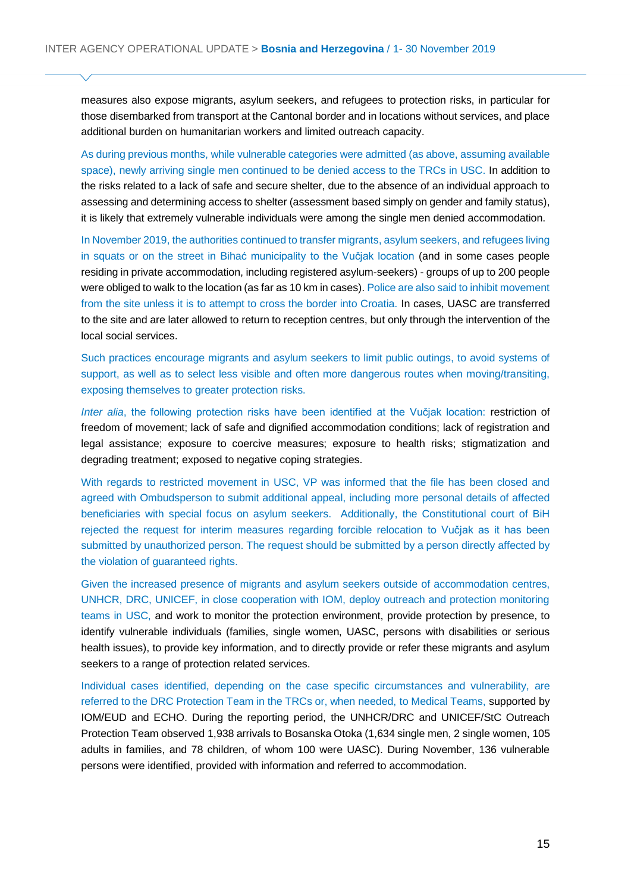measures also expose migrants, asylum seekers, and refugees to protection risks, in particular for those disembarked from transport at the Cantonal border and in locations without services, and place additional burden on humanitarian workers and limited outreach capacity.

As during previous months, while vulnerable categories were admitted (as above, assuming available space), newly arriving single men continued to be denied access to the TRCs in USC. In addition to the risks related to a lack of safe and secure shelter, due to the absence of an individual approach to assessing and determining access to shelter (assessment based simply on gender and family status), it is likely that extremely vulnerable individuals were among the single men denied accommodation.

In November 2019, the authorities continued to transfer migrants, asylum seekers, and refugees living in squats or on the street in Bihać municipality to the Vučjak location (and in some cases people residing in private accommodation, including registered asylum-seekers) - groups of up to 200 people were obliged to walk to the location (as far as 10 km in cases). Police are also said to inhibit movement from the site unless it is to attempt to cross the border into Croatia. In cases, UASC are transferred to the site and are later allowed to return to reception centres, but only through the intervention of the local social services.

Such practices encourage migrants and asylum seekers to limit public outings, to avoid systems of support, as well as to select less visible and often more dangerous routes when moving/transiting, exposing themselves to greater protection risks.

*Inter alia*, the following protection risks have been identified at the Vučjak location: restriction of freedom of movement; lack of safe and dignified accommodation conditions; lack of registration and legal assistance; exposure to coercive measures; exposure to health risks; stigmatization and degrading treatment; exposed to negative coping strategies.

With regards to restricted movement in USC, VP was informed that the file has been closed and agreed with Ombudsperson to submit additional appeal, including more personal details of affected beneficiaries with special focus on asylum seekers. Additionally, the Constitutional court of BiH rejected the request for interim measures regarding forcible relocation to Vučjak as it has been submitted by unauthorized person. The request should be submitted by a person directly affected by the violation of guaranteed rights.

Given the increased presence of migrants and asylum seekers outside of accommodation centres, UNHCR, DRC, UNICEF, in close cooperation with IOM, deploy outreach and protection monitoring teams in USC, and work to monitor the protection environment, provide protection by presence, to identify vulnerable individuals (families, single women, UASC, persons with disabilities or serious health issues), to provide key information, and to directly provide or refer these migrants and asylum seekers to a range of protection related services.

Individual cases identified, depending on the case specific circumstances and vulnerability, are referred to the DRC Protection Team in the TRCs or, when needed, to Medical Teams, supported by IOM/EUD and ECHO. During the reporting period, the UNHCR/DRC and UNICEF/StC Outreach Protection Team observed 1,938 arrivals to Bosanska Otoka (1,634 single men, 2 single women, 105 adults in families, and 78 children, of whom 100 were UASC). During November, 136 vulnerable persons were identified, provided with information and referred to accommodation.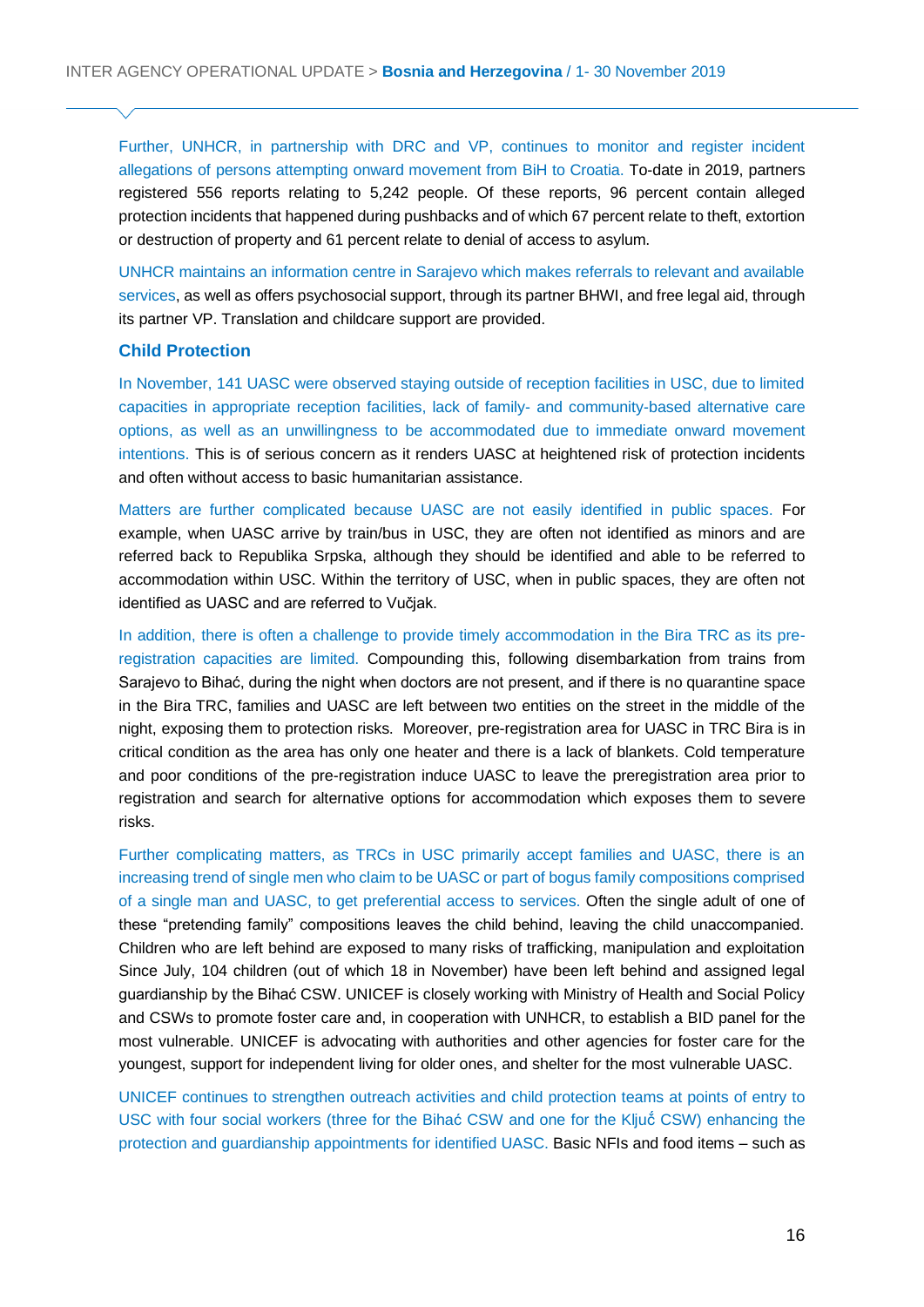Further, UNHCR, in partnership with DRC and VP, continues to monitor and register incident allegations of persons attempting onward movement from BiH to Croatia. To-date in 2019, partners registered 556 reports relating to 5,242 people. Of these reports, 96 percent contain alleged protection incidents that happened during pushbacks and of which 67 percent relate to theft, extortion or destruction of property and 61 percent relate to denial of access to asylum.

UNHCR maintains an information centre in Sarajevo which makes referrals to relevant and available services, as well as offers psychosocial support, through its partner BHWI, and free legal aid, through its partner VP. Translation and childcare support are provided.

### Child Protection

In November, 141 UASC were observed staying outside of reception facilities in USC, due to limited capacities in appropriate reception facilities, lack of family- and community-based alternative care options, as well as an unwillingness to be accommodated due to immediate onward movement intentions. This is of serious concern as it renders UASC at heightened risk of protection incidents and often without access to basic humanitarian assistance.

Matters are further complicated because UASC are not easily identified in public spaces. For example, when UASC arrive by train/bus in USC, they are often not identified as minors and are referred back to Republika Srpska, although they should be identified and able to be referred to accommodation within USC. Within the territory of USC, when in public spaces, they are often not identified as UASC and are referred to Vučjak.

In addition, there is often a challenge to provide timely accommodation in the Bira TRC as its pre-registration capacities are limited. Compounding this, following disembarkation from trains from Sarajevo to Bihać, during the night when doctors are not present, and if there is no quarantine space in the Bira TRC, families and UASC are left between two entities on the street in the middle of the night, exposing them to protection risks. Moreover, pre-registration area for UASC in TRC Bira is in critical condition as the area has only one heater and there is a lack of blankets. Cold temperature and poor conditions of the pre-registration induce UASC to leave the preregistration area prior to registration and search for alternative options for accommodation which exposes them to severe risks.

Further complicating matters, as TRCs in USC primarily accept families and UASC, there is an increasing trend of single men who claim to be UASC or part of bogus family compositions comprised of a single man and UASC, to get preferential access to services. Often the single adult of one of these "pretending family" compositions leaves the child behind, leaving the child unaccompanied. Children who are left behind are exposed to many risks of trafficking, manipulation and exploitation Since July, 104 children (out of which 18 in November) have been left behind and assigned legal guardianship by the Bihać CSW. UNICEF is closely working with Ministry of Health and Social Policy and CSWs to promote foster care and, in cooperation with UNHCR, to establish a BID panel for the most vulnerable. UNICEF is advocating with authorities and other agencies for foster care for the youngest, support for independent living for older ones, and shelter for the most vulnerable UASC.

UNICEF continues to strengthen outreach activities and child protection teams at points of entry to USC with four social workers (three for the Bihać CSW and one for the Ključ CSW) enhancing the protection and guardianship appointments for identified UASC. Basic NFIs and food items – such as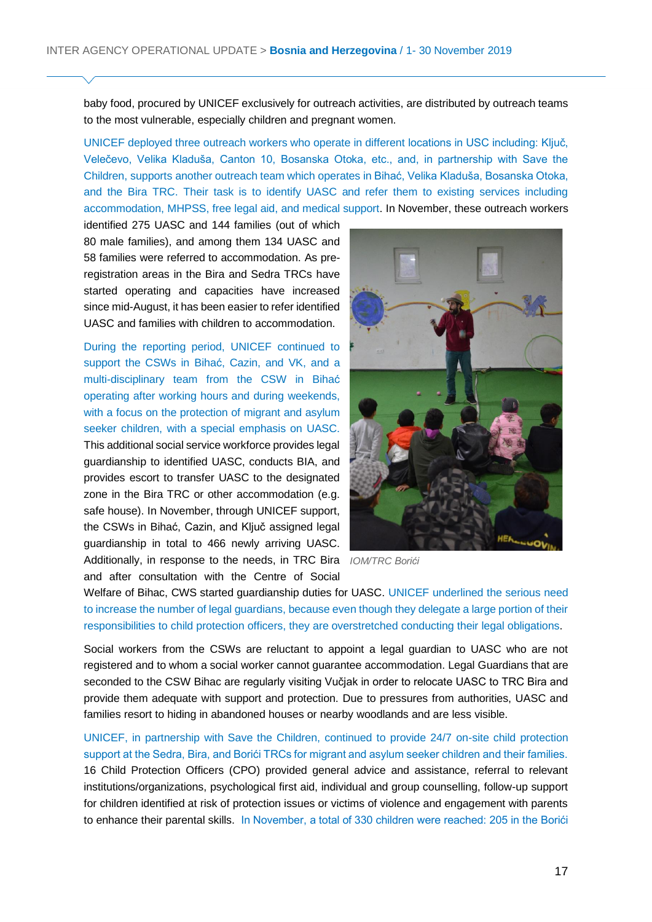baby food, procured by UNICEF exclusively for outreach activities, are distributed by outreach teams to the most vulnerable, especially children and pregnant women.

UNICEF deployed three outreach workers who operate in different locations in USC including: Ključ, Večevo, Velika Kladuša, Canton 10, Bosanska Otoka, etc., and, in partnership with Save the Children, supports another outreach team which operates in Bihać, Velika Kladuša, Bosanska Otoka, and the Bira TRC. Their task is to identify UASC and refer them to existing services including accommodation, MHPSS, free legal aid, and medical support. In November, these outreach workers identified 275 UASC and 144 families (out of which 80 male families), and among them 134 UASC and 58 families were referred to accommodation. As pre-registration areas in the Bira and Sedra TRCs have started operating and capacities have increased since mid-August, it has been easier to refer identified UASC and families with children to accommodation.

During the reporting period, UNICEF continued to support the CSWs in Bihać, Cazin, and VK, and a multi-disciplinary team from the CSW in Bihać operating after working hours and during weekends, with a focus on the protection of migrant and asylum seeker children, with a special emphasis on UASC. This additional social service workforce provides legal guardianship to identified UASC, conducts BIA, and provides escort to transfer UASC to the designated zone in the Bira TRC or other accommodation (e.g. safe house). In November, through UNICEF support, the CSWs in Bihać, Cazin, and Ključ assigned legal guardianship in total to 466 newly arriving UASC. Additionally, in response to the needs, in TRC Bira and after consultation with the Centre of Social Welfare of Bihac, CWS started guardianship duties for UASC. UNICEF underlined the serious need to increase the number of legal guardians, because even though they delegate a large portion of their responsibilities to child protection officers, they are overstretched conducting their legal obligations.

*IOM/TRC Borići*

Social workers from the CSWs are reluctant to appoint a legal guardian to UASC who are not registered and to whom a social worker cannot guarantee accommodation. Legal Guardians that are seconded to the CSW Bihac are regularly visiting Vučjak in order to relocate UASC to TRC Bira and provide them adequate with support and protection. Due to pressures from authorities, UASC and families resort to hiding in abandoned houses or nearby woodlands and are less visible.

UNICEF, in partnership with Save the Children, continued to provide 24/7 on-site child protection support at the Sedra, Bira, and Borići TRCs for migrant and asylum seeker children and their families. 16 Child Protection Officers (CPO) provided general advice and assistance, referral to relevant institutions/organizations, psychological first aid, individual and group counselling, follow-up support for children identified at risk of protection issues or victims of violence and engagement with parents to enhance their parental skills. In November, a total of 330 children were reached: 205 in the Borići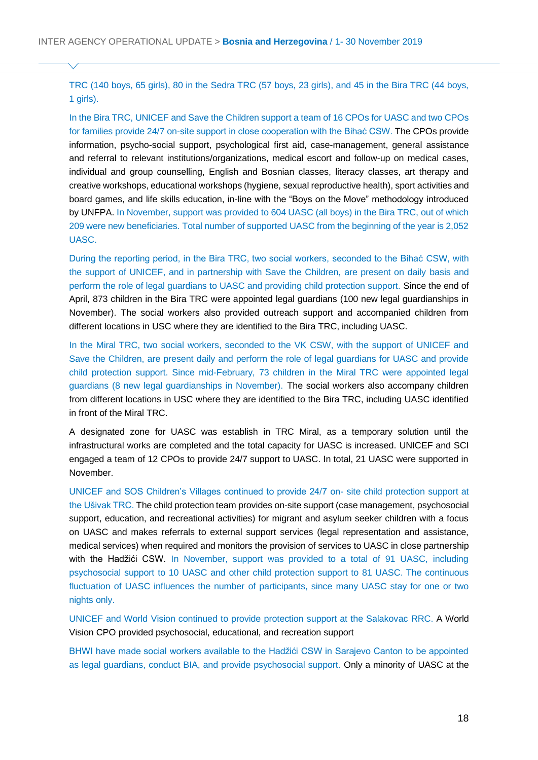TRC (140 boys, 65 girls), 80 in the Sedra TRC (57 boys, 23 girls), and 45 in the Bira TRC (44 boys, 1 girls).

In the Bira TRC, UNICEF and Save the Children support a team of 16 CPOs for UASC and two CPOs for families provide 24/7 on-site support in close cooperation with the Bihać CSW. The CPOs provide information, psycho-social support, psychological first aid, case-management, general assistance and referral to relevant institutions/organizations, medical escort and follow-up on medical cases, individual and group counselling, English and Bosnian classes, literacy classes, art therapy and creative workshops, educational workshops (hygiene, sexual reproductive health), sport activities and board games, and life skills education, in-line with the "Boys on the Move" methodology introduced by UNFPA. In November, support was provided to 604 UASC (all boys) in the Bira TRC, out of which 209 were new beneficiaries. Total number of supported UASC from the beginning of the year is 2,052 UASC.

During the reporting period, in the Bira TRC, two social workers, seconded to the Bihać CSW, with the support of UNICEF, and in partnership with Save the Children, are present on daily basis and perform the role of legal guardians to UASC and providing child protection support. Since the end of April, 873 children in the Bira TRC were appointed legal guardians (100 new legal guardianships in November). The social workers also provided outreach support and accompanied children from different locations in USC where they are identified to the Bira TRC, including UASC.

In the Miral TRC, two social workers, seconded to the VK CSW, with the support of UNICEF and Save the Children, are present daily and perform the role of legal guardians for UASC and provide child protection support. Since mid-February, 73 children in the Miral TRC were appointed legal guardians (8 new legal guardianships in November). The social workers also accompany children from different locations in USC where they are identified to the Bira TRC, including UASC identified in front of the Miral TRC.

A designated zone for UASC was establish in TRC Miral, as a temporary solution until the infrastructural works are completed and the total capacity for UASC is increased. UNICEF and SCI engaged a team of 12 CPOs to provide 24/7 support to UASC. In total, 21 UASC were supported in November.

UNICEF and SOS Children's Villages continued to provide 24/7 on- site child protection support at the Ušivak TRC. The child protection team provides on-site support (case management, psychosocial support, education, and recreational activities) for migrant and asylum seeker children with a focus on UASC and makes referrals to external support services (legal representation and assistance, medical services) when required and monitors the provision of services to UASC in close partnership with the Hadžići CSW. In November, support was provided to a total of 91 UASC, including psychosocial support to 10 UASC and other child protection support to 81 UASC. The continuous fluctuation of UASC influences the number of participants, since many UASC stay for one or two nights only.

UNICEF and World Vision continued to provide protection support at the Salakovac RRC. A World Vision CPO provided psychosocial, educational, and recreation support

BHWI have made social workers available to the Hadžići CSW in Sarajevo Canton to be appointed as legal guardians, conduct BIA, and provide psychosocial support. Only a minority of UASC at the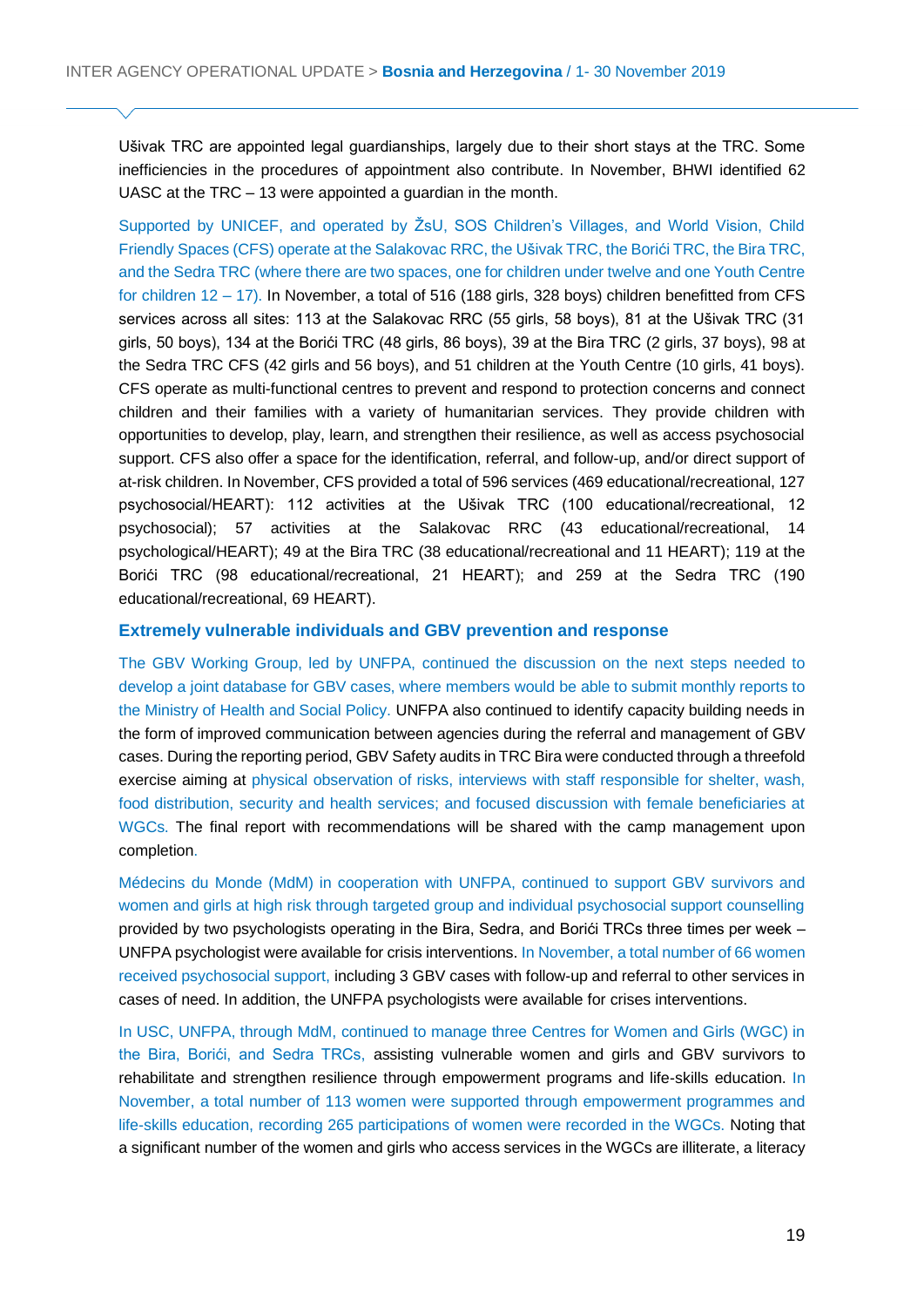Ušivak TRC are appointed legal guardianships, largely due to their short stays at the TRC. Some inefficiencies in the procedures of appointment also contribute. In November, BHWI identified 62 UASC at the TRC – 13 were appointed a guardian in the month.

Supported by UNICEF, and operated by ŽsU, SOS Children's Villages, and World Vision, Child Friendly Spaces (CFS) operate at the Salakovac RRC, the Ušivak TRC, the Borići TRC, the Bira TRC, and the Sedra TRC (where there are two spaces, one for children under twelve and one Youth Centre for children 12 – 17). In November, a total of 516 (188 girls, 328 boys) children benefitted from CFS services across all sites: 113 at the Salakovac RRC (55 girls, 58 boys), 81 at the Ušivak TRC (31 girls, 50 boys), 134 at the Borići TRC (48 girls, 86 boys), 39 at the Bira TRC (2 girls, 37 boys), 98 at the Sedra TRC CFS (42 girls and 56 boys), and 51 children at the Youth Centre (10 girls, 41 boys). CFS operate as multi-functional centres to prevent and respond to protection concerns and connect children and their families with a variety of humanitarian services. They provide children with opportunities to develop, play, learn, and strengthen their resilience, as well as access psychosocial support. CFS also offer a space for the identification, referral, and follow-up, and/or direct support of at-risk children. In November, CFS provided a total of 596 services (469 educational/recreational, 127 psychosocial/HEART): 112 activities at the Ušivak TRC (100 educational/recreational, 12 psychosocial); 57 activities at the Salakovac RRC (43 educational/recreational, 14 psychological/HEART); 49 at the Bira TRC (38 educational/recreational and 11 HEART); 119 at the Borići TRC (98 educational/recreational, 21 HEART); and 259 at the Sedra TRC (190 educational/recreational, 69 HEART).

### Extremely vulnerable individuals and GBV prevention and response

The GBV Working Group, led by UNFPA, continued the discussion on the next steps needed to develop a joint database for GBV cases, where members would be able to submit monthly reports to the Ministry of Health and Social Policy. UNFPA also continued to identify capacity building needs in the form of improved communication between agencies during the referral and management of GBV cases. During the reporting period, GBV Safety audits in TRC Bira were conducted through a threefold exercise aiming at physical observation of risks, interviews with staff responsible for shelter, wash, food distribution, security and health services; and focused discussion with female beneficiaries at WGCs. The final report with recommendations will be shared with the camp management upon completion.

Médecins du Monde (MdM) in cooperation with UNFPA, continued to support GBV survivors and women and girls at high risk through targeted group and individual psychosocial support counselling provided by two psychologists operating in the Bira, Sedra, and Borići TRCs three times per week – UNFPA psychologist were available for crisis interventions. In November, a total number of 66 women received psychosocial support, including 3 GBV cases with follow-up and referral to other services in cases of need. In addition, the UNFPA psychologists were available for crises interventions.

In USC, UNFPA, through MdM, continued to manage three Centres for Women and Girls (WGC) in the Bira, Borići, and Sedra TRCs, assisting vulnerable women and girls and GBV survivors to rehabilitate and strengthen resilience through empowerment programs and life-skills education. In November, a total number of 113 women were supported through empowerment programmes and life-skills education, recording 265 participations of women were recorded in the WGCs. Noting that a significant number of the women and girls who access services in the WGCs are illiterate, a literacy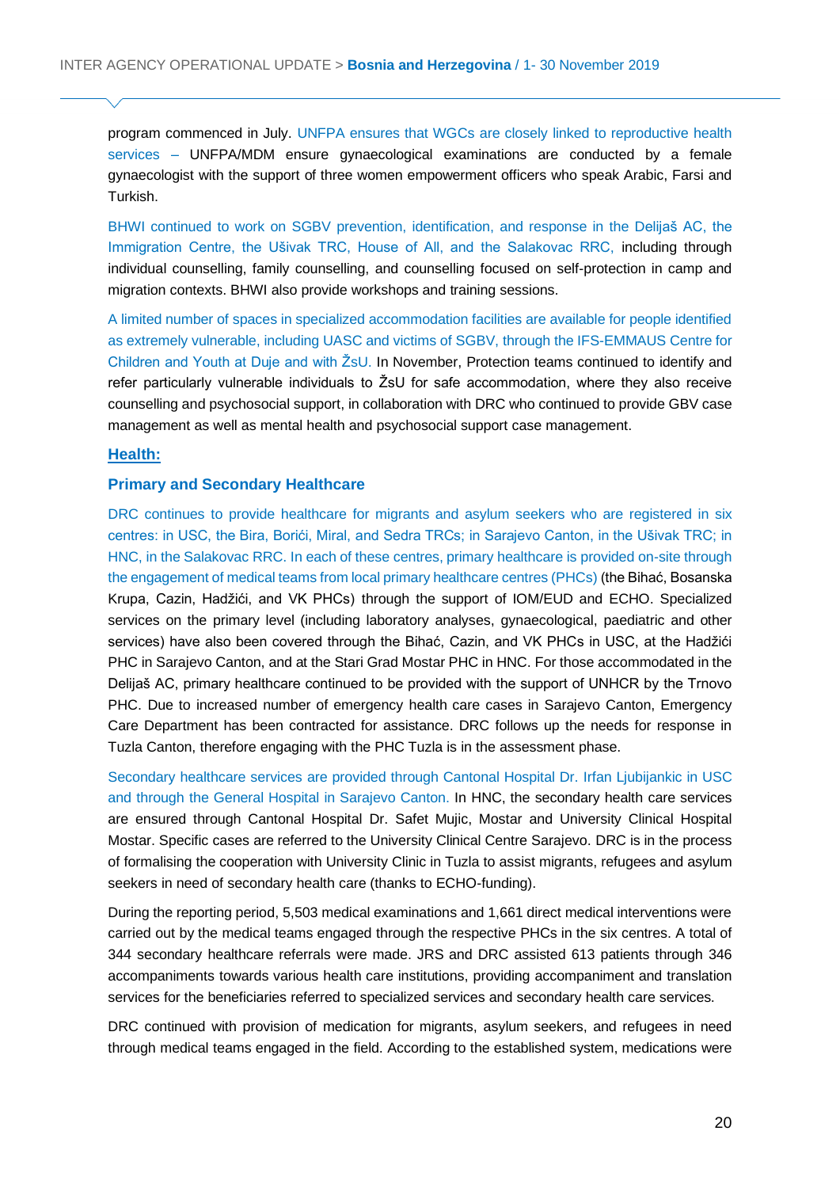program commenced in July. UNFPA ensures that WGCs are closely linked to reproductive health services – UNFPA/MDM ensure gynaecological examinations are conducted by a female gynaecologist with the support of three women empowerment officers who speak Arabic, Farsi and Turkish.

BHWI continued to work on SGBV prevention, identification, and response in the Delijaš AC, the Immigration Centre, the Ušivak TRC, House of All, and the Salakovac RRC, including through individual counselling, family counselling, and counselling focused on self-protection in camp and migration contexts. BHWI also provide workshops and training sessions.

A limited number of spaces in specialized accommodation facilities are available for people identified as extremely vulnerable, including UASC and victims of SGBV, through the IFS-EMMAUS Centre for Children and Youth at Duje and with ŽsU. In November, Protection teams continued to identify and refer particularly vulnerable individuals to ŽsU for safe accommodation, where they also receive counselling and psychosocial support, in collaboration with DRC who continued to provide GBV case management as well as mental health and psychosocial support case management.

## Health:

### Primary and Secondary Healthcare

DRC continues to provide healthcare for migrants and asylum seekers who are registered in six centres: in USC, the Bira, Borići, Miral, and Sedra TRCs; in Sarajevo Canton, in the Ušivak TRC; in HNC, in the Salakovac RRC. In each of these centres, primary healthcare is provided on-site through the engagement of medical teams from local primary healthcare centres (PHCs) (the Bihać, Bosanska Krupa, Cazin, Hadžići, and VK PHCs) through the support of IOM/EUD and ECHO. Specialized services on the primary level (including laboratory analyses, gynaecological, paediatric and other services) have also been covered through the Bihać, Cazin, and VK PHCs in USC, at the Hadžići PHC in Sarajevo Canton, and at the Stari Grad Mostar PHC in HNC. For those accommodated in the Delijaš AC, primary healthcare continued to be provided with the support of UNHCR by the Trnovo PHC. Due to increased number of emergency health care cases in Sarajevo Canton, Emergency Care Department has been contracted for assistance. DRC follows up the needs for response in Tuzla Canton, therefore engaging with the PHC Tuzla is in the assessment phase.

Secondary healthcare services are provided through Cantonal Hospital Dr. Irfan Ljubijankic in USC and through the General Hospital in Sarajevo Canton. In HNC, the secondary health care services are ensured through Cantonal Hospital Dr. Safet Mujic, Mostar and University Clinical Hospital Mostar. Specific cases are referred to the University Clinical Centre Sarajevo. DRC is in the process of formalising the cooperation with University Clinic in Tuzla to assist migrants, refugees and asylum seekers in need of secondary health care (thanks to ECHO-funding).

During the reporting period, 5,503 medical examinations and 1,661 direct medical interventions were carried out by the medical teams engaged through the respective PHCs in the six centres. A total of 344 secondary healthcare referrals were made. JRS and DRC assisted 613 patients through 346 accompaniments towards various health care institutions, providing accompaniment and translation services for the beneficiaries referred to specialized services and secondary health care services.

DRC continued with provision of medication for migrants, asylum seekers, and refugees in need through medical teams engaged in the field. According to the established system, medications were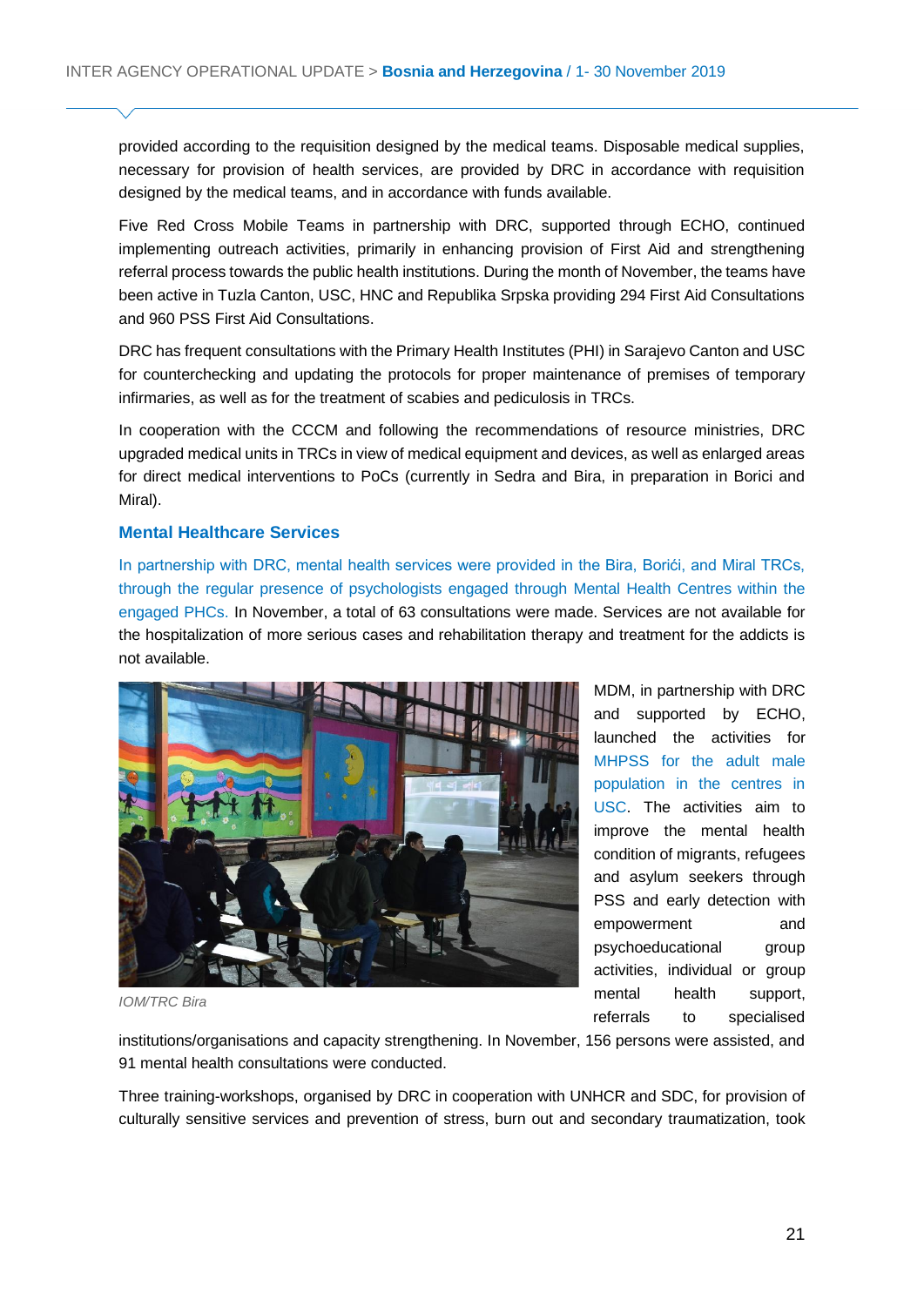provided according to the requisition designed by the medical teams. Disposable medical supplies, necessary for provision of health services, are provided by DRC in accordance with requisition designed by the medical teams, and in accordance with funds available.

Five Red Cross Mobile Teams in partnership with DRC, supported through ECHO, continued implementing outreach activities, primarily in enhancing provision of First Aid and strengthening referral process towards the public health institutions. During the month of November, the teams have been active in Tuzla Canton, USC, HNC and Republika Srpska providing 294 First Aid Consultations and 960 PSS First Aid Consultations.

DRC has frequent consultations with the Primary Health Institutes (PHI) in Sarajevo Canton and USC for counterchecking and updating the protocols for proper maintenance of premises of temporary infirmaries, as well as for the treatment of scabies and pediculosis in TRCs.

In cooperation with the CCCM and following the recommendations of resource ministries, DRC upgraded medical units in TRCs in view of medical equipment and devices, as well as enlarged areas for direct medical interventions to PoCs (currently in Sedra and Bira, in preparation in Borici and Miral).

### Mental Healthcare Services

In partnership with DRC, mental health services were provided in the Bira, Borići, and Miral TRCs, through the regular presence of psychologists engaged through Mental Health Centres within the engaged PHCs. In November, a total of 63 consultations were made. Services are not available for the hospitalization of more serious cases and rehabilitation therapy and treatment for the addicts is not available.

*IOM/TRC Bira*

MDM, in partnership with DRC and supported by ECHO, launched the activities for MHPSS for the adult male population in the centres in USC. The activities aim to improve the mental health condition of migrants, refugees and asylum seekers through PSS and early detection with empowerment and psychoeducational group activities, individual or group mental health support, referrals to specialised institutions/organisations and capacity strengthening. In November, 156 persons were assisted, and 91 mental health consultations were conducted.

Three training-workshops, organised by DRC in cooperation with UNHCR and SDC, for provision of culturally sensitive services and prevention of stress, burn out and secondary traumatization, took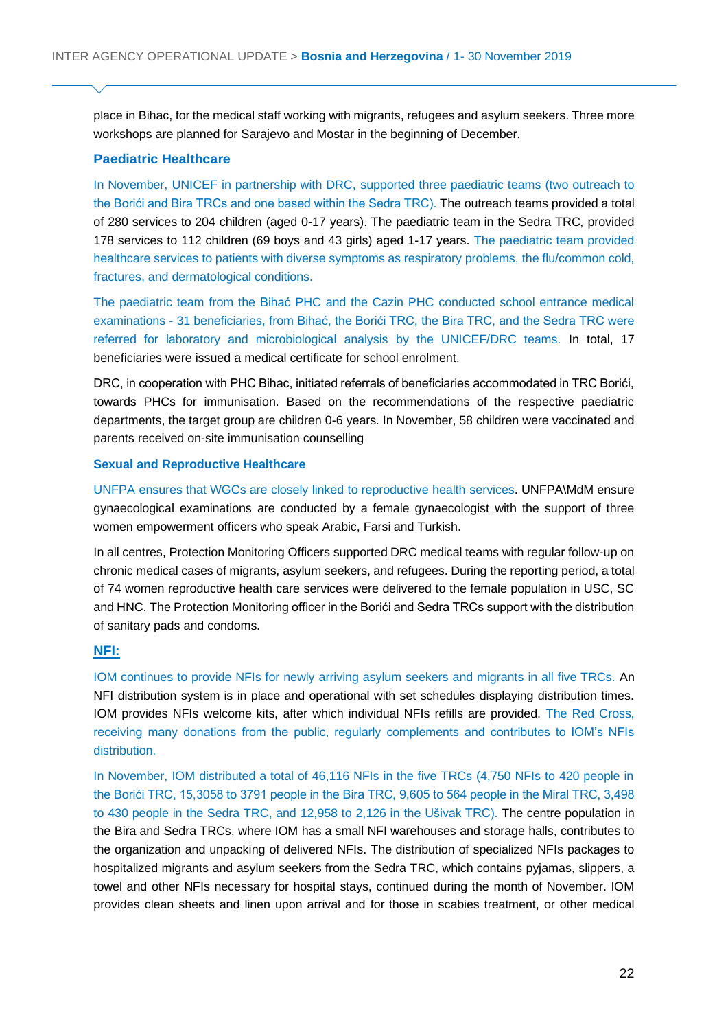place in Bihac, for the medical staff working with migrants, refugees and asylum seekers. Three more workshops are planned for Sarajevo and Mostar in the beginning of December.

### Paediatric Healthcare

In November, UNICEF in partnership with DRC, supported three paediatric teams (two outreach to the Borići and Bira TRCs and one based within the Sedra TRC). The outreach teams provided a total of 280 services to 204 children (aged 0-17 years). The paediatric team in the Sedra TRC, provided 178 services to 112 children (69 boys and 43 girls) aged 1-17 years. The paediatric team provided healthcare services to patients with diverse symptoms as respiratory problems, the flu/common cold, fractures, and dermatological conditions.

The paediatric team from the Bihać PHC and the Cazin PHC conducted school entrance medical examinations - 31 beneficiaries, from Bihać, the Borići TRC, the Bira TRC, and the Sedra TRC were referred for laboratory and microbiological analysis by the UNICEF/DRC teams. In total, 17 beneficiaries were issued a medical certificate for school enrolment.

DRC, in cooperation with PHC Bihac, initiated referrals of beneficiaries accommodated in TRC Borići, towards PHCs for immunisation. Based on the recommendations of the respective paediatric departments, the target group are children 0-6 years. In November, 58 children were vaccinated and parents received on-site immunisation counselling

### Sexual and Reproductive Healthcare

UNFPA ensures that WGCs are closely linked to reproductive health services. UNFPA\MdM ensure gynaecological examinations are conducted by a female gynaecologist with the support of three women empowerment officers who speak Arabic, Farsi and Turkish.

In all centres, Protection Monitoring Officers supported DRC medical teams with regular follow-up on chronic medical cases of migrants, asylum seekers, and refugees. During the reporting period, a total of 74 women reproductive health care services were delivered to the female population in USC, SC and HNC. The Protection Monitoring officer in the Borići and Sedra TRCs support with the distribution of sanitary pads and condoms.

### NFI:

IOM continues to provide NFIs for newly arriving asylum seekers and migrants in all five TRCs. An NFI distribution system is in place and operational with set schedules displaying distribution times. IOM provides NFIs welcome kits, after which individual NFIs refills are provided. The Red Cross, receiving many donations from the public, regularly complements and contributes to IOM's NFIs distribution.

In November, IOM distributed a total of 46,116 NFIs in the five TRCs (4,750 NFIs to 420 people in the Borići TRC, 15,3058 to 3791 people in the Bira TRC, 9,605 to 564 people in the Miral TRC, 3,498 to 430 people in the Sedra TRC, and 12,958 to 2,126 in the Ušivak TRC). The centre population in the Bira and Sedra TRCs, where IOM has a small NFI warehouses and storage halls, contributes to the organization and unpacking of delivered NFIs. The distribution of specialized NFIs packages to hospitalized migrants and asylum seekers from the Sedra TRC, which contains pyjamas, slippers, a towel and other NFIs necessary for hospital stays, continued during the month of November. IOM provides clean sheets and linen upon arrival and for those in scabies treatment, or other medical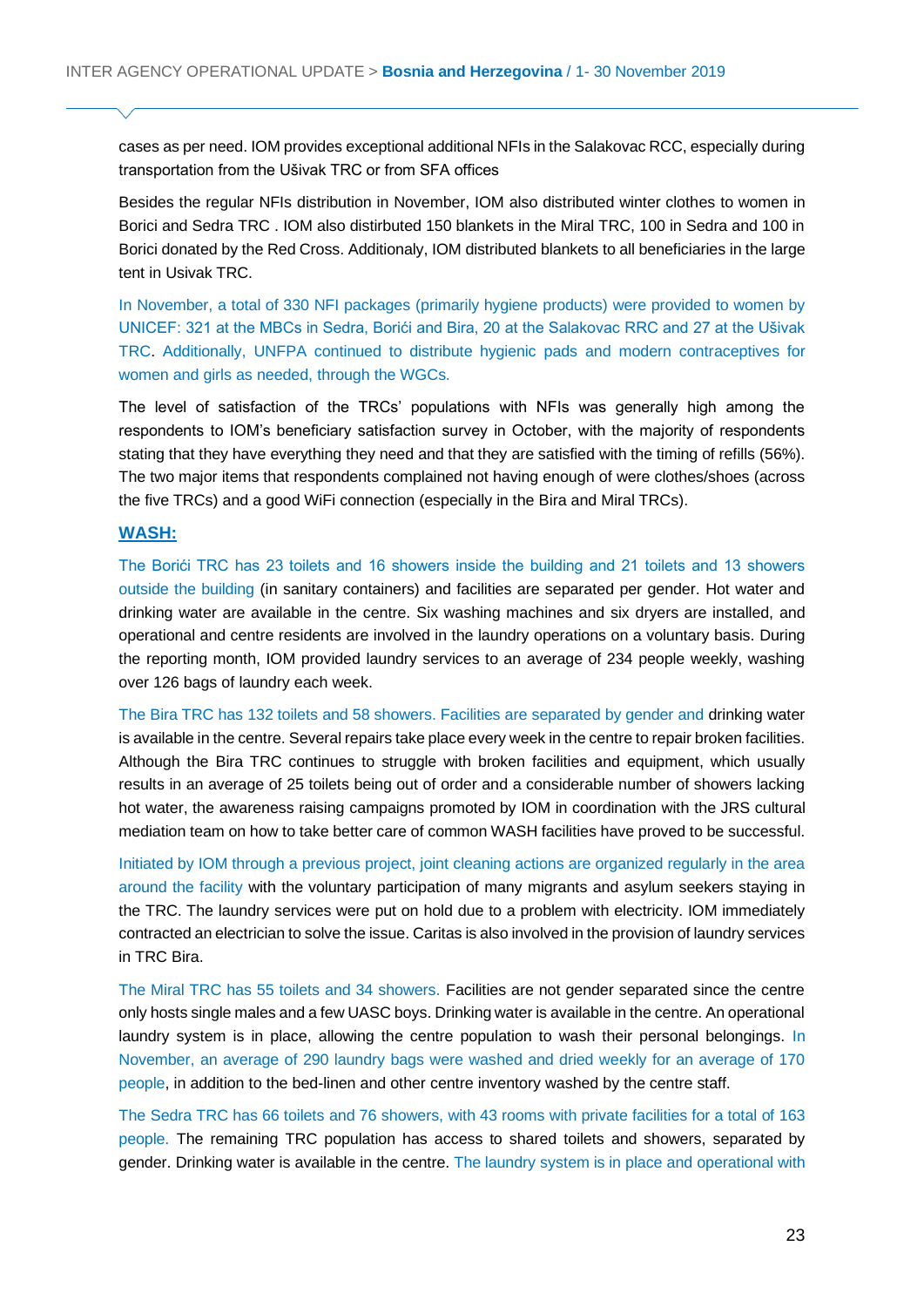cases as per need. IOM provides exceptional additional NFIs in the Salakovac RCC, especially during transportation from the Ušivak TRC or from SFA offices

Besides the regular NFIs distribution in November, IOM also distributed winter clothes to women in Borici and Sedra TRC . IOM also distributed 150 blankets in the Miral TRC, 100 in Sedra and 100 in Borici donated by the Red Cross. Additionaly, IOM distributed blankets to all beneficiaries in the large tent in Usivak TRC.

In November, a total of 330 NFI packages (primarily hygiene products) were provided to women by UNICEF: 321 at the MBCs in Sedra, Borići and Bira, 20 at the Salakovac RRC and 27 at the Ušivak TRC. Additionally, UNFPA continued to distribute hygienic pads and modern contraceptives for women and girls as needed, through the WGCs.

The level of satisfaction of the TRCs' populations with NFIs was generally high among the respondents to IOM's beneficiary satisfaction survey in October, with the majority of respondents stating that they have everything they need and that they are satisfied with the timing of refills (56%). The two major items that respondents complained not having enough of were clothes/shoes (across the five TRCs) and a good WiFi connection (especially in the Bira and Miral TRCs).

## WASH:

The Borići TRC has 23 toilets and 16 showers inside the building and 21 toilets and 13 showers outside the building (in sanitary containers) and facilities are separated per gender. Hot water and drinking water are available in the centre. Six washing machines and six dryers are installed, and operational and centre residents are involved in the laundry operations on a voluntary basis. During the reporting month, IOM provided laundry services to an average of 234 people weekly, washing over 126 bags of laundry each week.

The Bira TRC has 132 toilets and 58 showers. Facilities are separated by gender and drinking water is available in the centre. Several repairs take place every week in the centre to repair broken facilities. Although the Bira TRC continues to struggle with broken facilities and equipment, which usually results in an average of 25 toilets being out of order and a considerable number of showers lacking hot water, the awareness raising campaigns promoted by IOM in coordination with the JRS cultural mediation team on how to take better care of common WASH facilities have proved to be successful.

Initiated by IOM through a previous project, joint cleaning actions are organized regularly in the area around the facility with the voluntary participation of many migrants and asylum seekers staying in the TRC. The laundry services were put on hold due to a problem with electricity. IOM immediately contracted an electrician to solve the issue. Caritas is also involved in the provision of laundry services in TRC Bira.

The Miral TRC has 55 toilets and 34 showers. Facilities are not gender separated since the centre only hosts single males and a few UASC boys. Drinking water is available in the centre. An operational laundry system is in place, allowing the centre population to wash their personal belongings. In November, an average of 290 laundry bags were washed and dried weekly for an average of 170 people, in addition to the bed-linen and other centre inventory washed by the centre staff.

The Sedra TRC has 66 toilets and 76 showers, with 43 rooms with private facilities for a total of 163 people. The remaining TRC population has access to shared toilets and showers, separated by gender. Drinking water is available in the centre. The laundry system is in place and operational with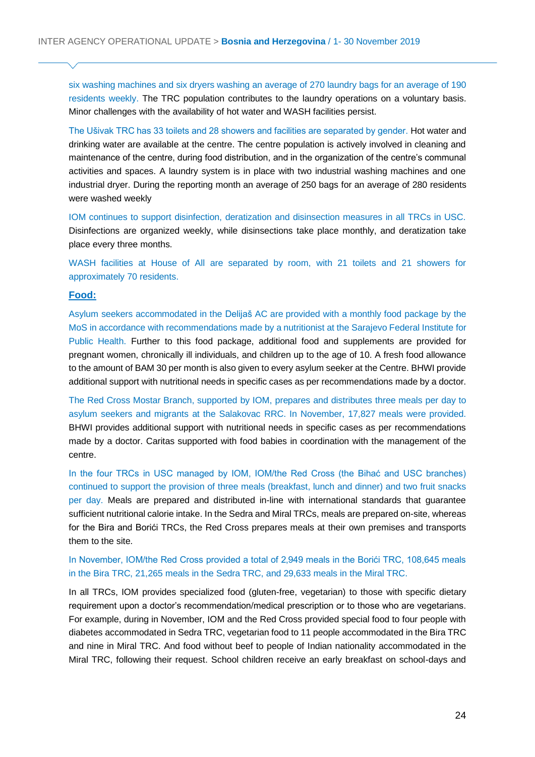six washing machines and six dryers washing an average of 270 laundry bags for an average of 190 residents weekly. The TRC population contributes to the laundry operations on a voluntary basis. Minor challenges with the availability of hot water and WASH facilities persist.

The Ušivak TRC has 33 toilets and 28 showers and facilities are separated by gender. Hot water and drinking water are available at the centre. The centre population is actively involved in cleaning and maintenance of the centre, during food distribution, and in the organization of the centre's communal activities and spaces. A laundry system is in place with two industrial washing machines and one industrial dryer. During the reporting month an average of 250 bags for an average of 280 residents were washed weekly

IOM continues to support disinfection, deratization and disinsection measures in all TRCs in USC. Disinfections are organized weekly, while disinsections take place monthly, and deratization take place every three months.

WASH facilities at House of All are separated by room, with 21 toilets and 21 showers for approximately 70 residents.

**Food:**

Asylum seekers accommodated in the Delijaš AC are provided with a monthly food package by the MoS in accordance with recommendations made by a nutritionist at the Sarajevo Federal Institute for Public Health. Further to this food package, additional food and supplements are provided for pregnant women, chronically ill individuals, and children up to the age of 10. A fresh food allowance to the amount of BAM 30 per month is also given to every asylum seeker at the Centre. BHWI provide additional support with nutritional needs in specific cases as per recommendations made by a doctor.

The Red Cross Mostar Branch, supported by IOM, prepares and distributes three meals per day to asylum seekers and migrants at the Salakovac RRC. In November, 17,827 meals were provided. BHWI provides additional support with nutritional needs in specific cases as per recommendations made by a doctor. Caritas supported with food babies in coordination with the management of the centre.

In the four TRCs in USC managed by IOM, IOM/the Red Cross (the Bihać and USC branches) continued to support the provision of three meals (breakfast, lunch and dinner) and two fruit snacks per day. Meals are prepared and distributed in-line with international standards that guarantee sufficient nutritional calorie intake. In the Sedra and Miral TRCs, meals are prepared on-site, whereas for the Bira and Borići TRCs, the Red Cross prepares meals at their own premises and transports them to the site.

In November, IOM/the Red Cross provided a total of 2,949 meals in the Borići TRC, 108,645 meals in the Bira TRC, 21,265 meals in the Sedra TRC, and 29,633 meals in the Miral TRC.

In all TRCs, IOM provides specialized food (gluten-free, vegetarian) to those with specific dietary requirement upon a doctor's recommendation/medical prescription or to those who are vegetarians. For example, during in November, IOM and the Red Cross provided special food to four people with diabetes accommodated in Sedra TRC, vegetarian food to 11 people accommodated in the Bira TRC and nine in Miral TRC. And food without beef to people of Indian nationality accommodated in the Miral TRC, following their request. School children receive an early breakfast on school-days and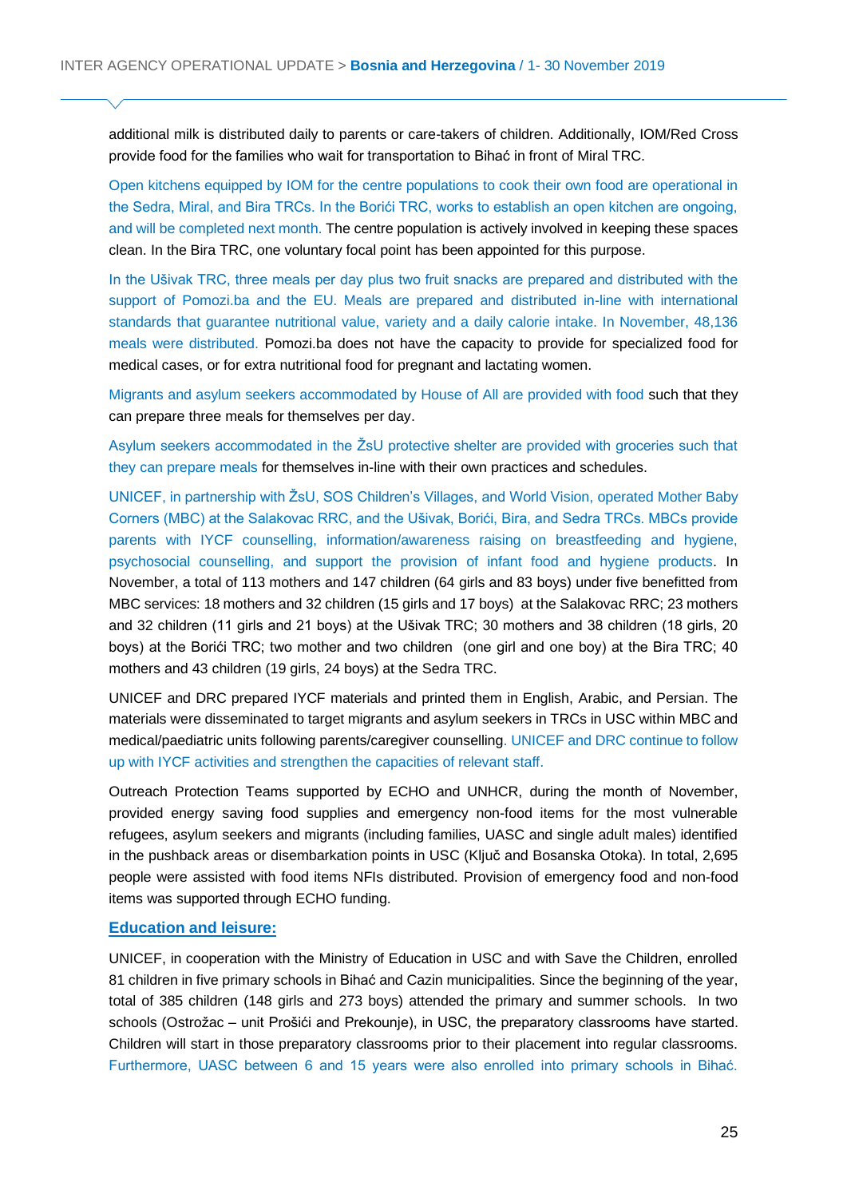additional milk is distributed daily to parents or care-takers of children. Additionally, IOM/Red Cross provide food for the families who wait for transportation to Bihać in front of Miral TRC.

Open kitchens equipped by IOM for the centre populations to cook their own food are operational in the Sedra, Miral, and Bira TRCs. In the Borići TRC, works to establish an open kitchen are ongoing, and will be completed next month. The centre population is actively involved in keeping these spaces clean. In the Bira TRC, one voluntary focal point has been appointed for this purpose.

In the Ušivak TRC, three meals per day plus two fruit snacks are prepared and distributed with the support of Pomozi.ba and the EU. Meals are prepared and distributed in-line with international standards that guarantee nutritional value, variety and a daily calorie intake. In November, 48,136 meals were distributed. Pomozi.ba does not have the capacity to provide for specialized food for medical cases, or for extra nutritional food for pregnant and lactating women.

Migrants and asylum seekers accommodated by House of All are provided with food such that they can prepare three meals for themselves per day.

Asylum seekers accommodated in the ŽsU protective shelter are provided with groceries such that they can prepare meals for themselves in-line with their own practices and schedules.

UNICEF, in partnership with ŽsU, SOS Children's Villages, and World Vision, operated Mother Baby Corners (MBC) at the Salakovac RRC, and the Ušivak, Borići, Bira, and Sedra TRCs. MBCs provide parents with IYCF counselling, information/awareness raising on breastfeeding and hygiene, psychosocial counselling, and support the provision of infant food and hygiene products. In November, a total of 113 mothers and 147 children (64 girls and 83 boys) under five benefitted from MBC services: 18 mothers and 32 children (15 girls and 17 boys) at the Salakovac RRC; 23 mothers and 32 children (11 girls and 21 boys) at the Ušivak TRC; 30 mothers and 38 children (18 girls, 20 boys) at the Borići TRC; two mother and two children (one girl and one boy) at the Bira TRC; 40 mothers and 43 children (19 girls, 24 boys) at the Sedra TRC.

UNICEF and DRC prepared IYCF materials and printed them in English, Arabic, and Persian. The materials were disseminated to target migrants and asylum seekers in TRCs in USC within MBC and medical/paediatric units following parents/caregiver counselling. UNICEF and DRC continue to follow up with IYCF activities and strengthen the capacities of relevant staff.

Outreach Protection Teams supported by ECHO and UNHCR, during the month of November, provided energy saving food supplies and emergency non-food items for the most vulnerable refugees, asylum seekers and migrants (including families, UASC and single adult males) identified in the pushback areas or disembarkation points in USC (Ključ and Bosanska Otoka). In total, 2,695 people were assisted with food items NFIs distributed. Provision of emergency food and non-food items was supported through ECHO funding.

## Education and leisure:

UNICEF, in cooperation with the Ministry of Education in USC and with Save the Children, enrolled 81 children in five primary schools in Bihać and Cazin municipalities. Since the beginning of the year, total of 385 children (148 girls and 273 boys) attended the primary and summer schools. In two schools (Ostrožac – unit Prošići and Prekounje), in USC, the preparatory classrooms have started. Children will start in those preparatory classrooms prior to their placement into regular classrooms. Furthermore, UASC between 6 and 15 years were also enrolled into primary schools in Bihać.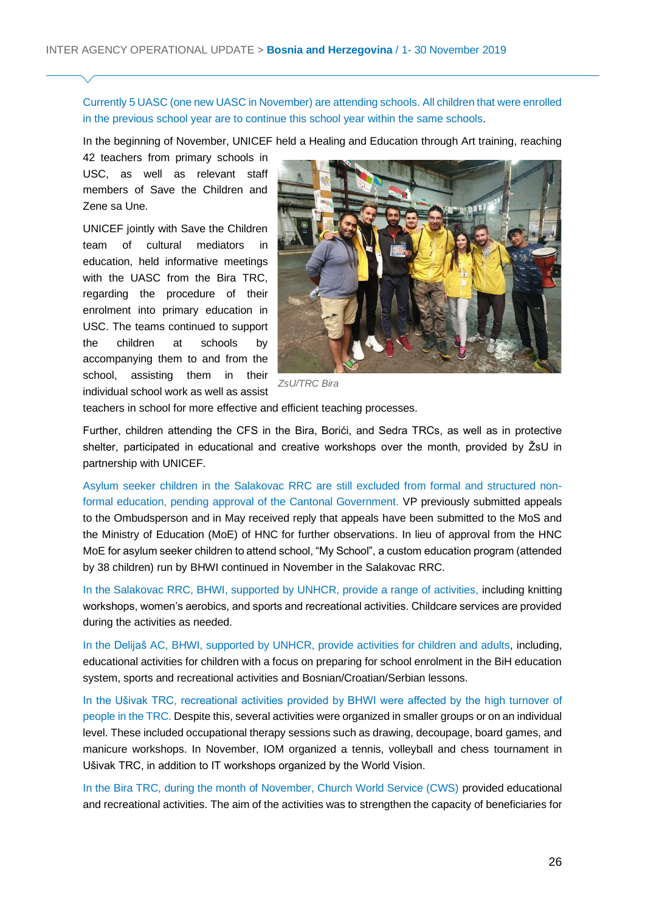Currently 5 UASC (one new UASC in November) are attending schools. All children that were enrolled in the previous school year are to continue this school year within the same schools.

In the beginning of November, UNICEF held a Healing and Education through Art training, reaching 42 teachers from primary schools in USC, as well as relevant staff members of Save the Children and Zene sa Une.

UNICEF jointly with Save the Children team of cultural mediators in education, held informative meetings with the UASC from the Bira TRC, regarding the procedure of their enrolment into primary education in USC. The teams continued to support the children at schools by accompanying them to and from the school, assisting them in their individual school work as well as assist teachers in school for more effective and efficient teaching processes.

*ZsU/TRC Bira*

Further, children attending the CFS in the Bira, Borići, and Sedra TRCs, as well as in protective shelter, participated in educational and creative workshops over the month, provided by ŽsU in partnership with UNICEF.

Asylum seeker children in the Salakovac RRC are still excluded from formal and structured non-formal education, pending approval of the Cantonal Government. VP previously submitted appeals to the Ombudsperson and in May received reply that appeals have been submitted to the MoS and the Ministry of Education (MoE) of HNC for further observations. In lieu of approval from the HNC MoE for asylum seeker children to attend school, "My School", a custom education program (attended by 38 children) run by BHWI continued in November in the Salakovac RRC.

In the Salakovac RRC, BHWI, supported by UNHCR, provide a range of activities, including knitting workshops, women's aerobics, and sports and recreational activities. Childcare services are provided during the activities as needed.

In the Delijaš AC, BHWI, supported by UNHCR, provide activities for children and adults, including, educational activities for children with a focus on preparing for school enrolment in the BiH education system, sports and recreational activities and Bosnian/Croatian/Serbian lessons.

In the Ušivak TRC, recreational activities provided by BHWI were affected by the high turnover of people in the TRC. Despite this, several activities were organized in smaller groups or on an individual level. These included occupational therapy sessions such as drawing, decoupage, board games, and manicure workshops. In November, IOM organized a tennis, volleyball and chess tournament in Ušivak TRC, in addition to IT workshops organized by the World Vision.

In the Bira TRC, during the month of November, Church World Service (CWS) provided educational and recreational activities. The aim of the activities was to strengthen the capacity of beneficiaries for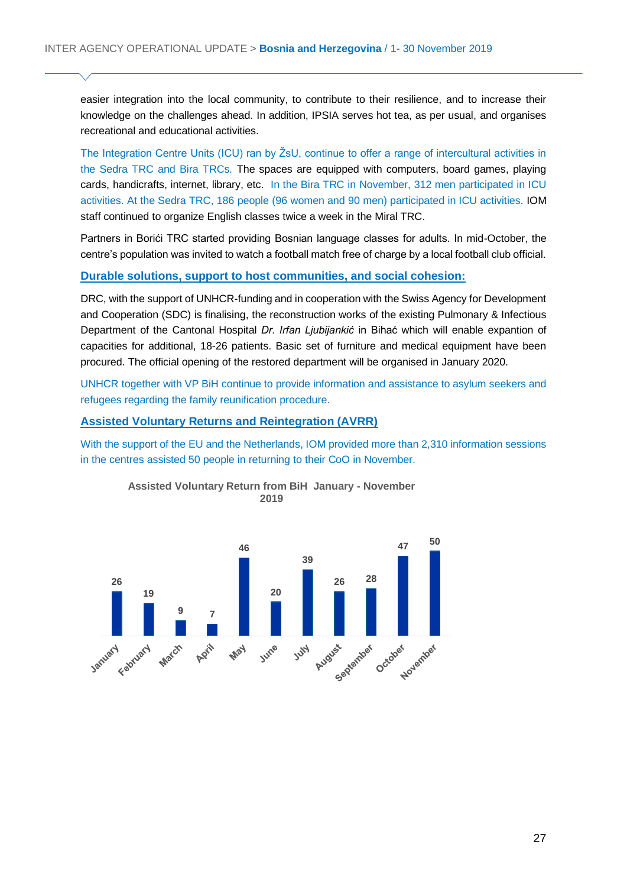easier integration into the local community, to contribute to their resilience, and to increase their knowledge on the challenges ahead. In addition, IPSIA serves hot tea, as per usual, and organises recreational and educational activities.

The Integration Centre Units (ICU) ran by ŽsU, continue to offer a range of intercultural activities in the Sedra TRC and Bira TRCs. The spaces are equipped with computers, board games, playing cards, handicrafts, internet, library, etc. In the Bira TRC in November, 312 men participated in ICU activities. At the Sedra TRC, 186 people (96 women and 90 men) participated in ICU activities. IOM staff continued to organize English classes twice a week in the Miral TRC.

Partners in Borići TRC started providing Bosnian language classes for adults. In mid-October, the centre's population was invited to watch a football match free of charge by a local football club official.

## Durable solutions, support to host communities, and social cohesion:

DRC, with the support of UNHCR-funding and in cooperation with the Swiss Agency for Development and Cooperation (SDC) is finalising, the reconstruction works of the existing Pulmonary & Infectious Department of the Cantonal Hospital *Dr. Irfan Ljubijankić* in Bihać which will enable expantion of capacities for additional, 18-26 patients. Basic set of furniture and medical equipment have been procured. The official opening of the restored department will be organised in January 2020.

UNHCR together with VP BiH continue to provide information and assistance to asylum seekers and refugees regarding the family reunification procedure.

## Assisted Voluntary Returns and Reintegration (AVRR)

With the support of the EU and the Netherlands, IOM provided more than 2,310 information sessions in the centres assisted 50 people in returning to their CoO in November.

**Assisted Voluntary Return from BiH January - November 2019**

| Month | Returns |
|---|---|
| January | 26 |
| February | 19 |
| March | 9 |
| April | 7 |
| May | 46 |
| June | 20 |
| July | 39 |
| August | 26 |
| September | 28 |
| October | 47 |
| November | 50 |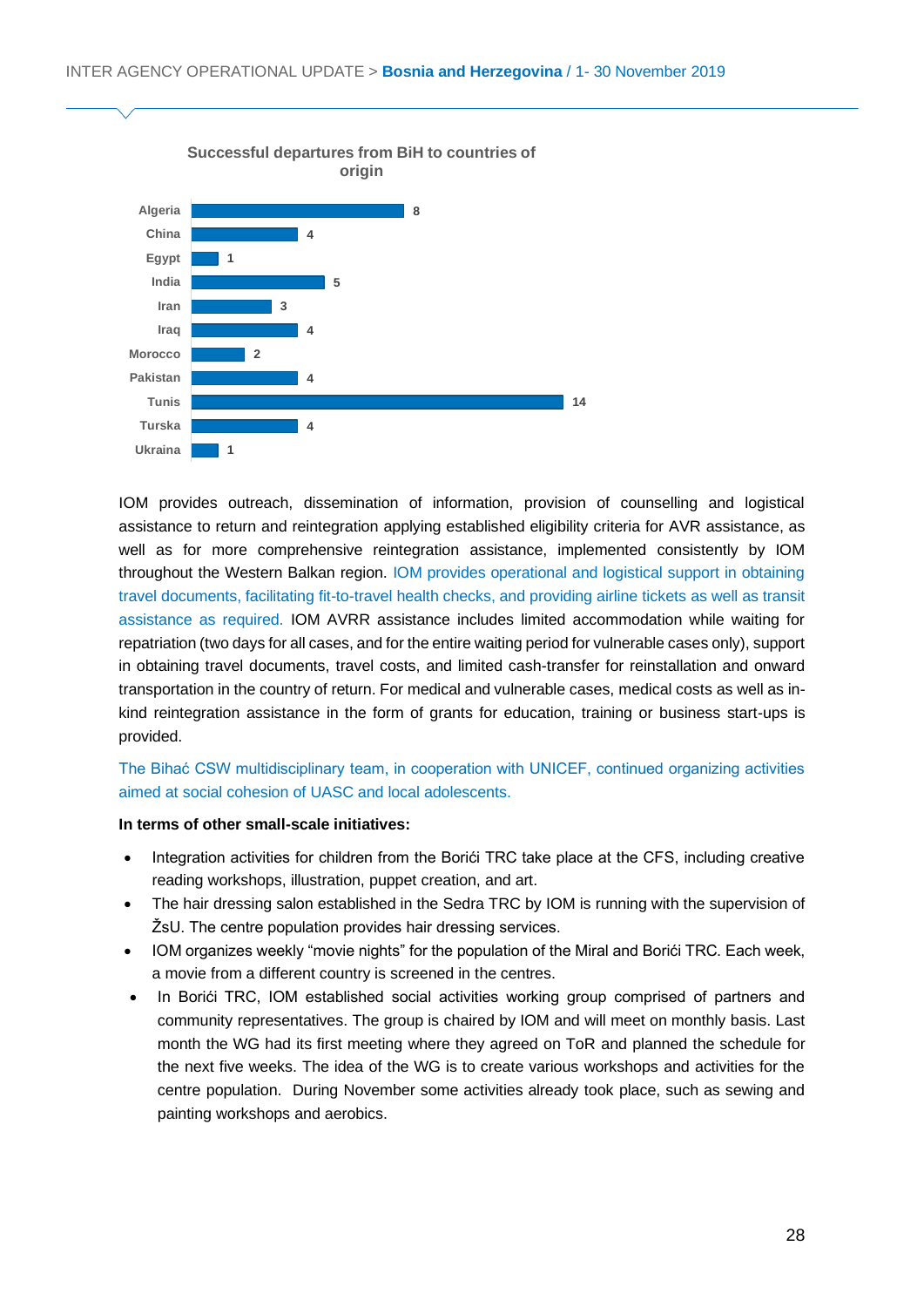**Successful departures from BiH to countries of origin**

| Country | Departures |
|---|---|
| Algeria | 8 |
| China | 4 |
| Egypt | 1 |
| India | 5 |
| Iran | 3 |
| Iraq | 4 |
| Morocco | 2 |
| Pakistan | 4 |
| Tunis | 14 |
| Turska | 4 |
| Ukraina | 1 |

IOM provides outreach, dissemination of information, provision of counselling and logistical assistance to return and reintegration applying established eligibility criteria for AVR assistance, as well as for more comprehensive reintegration assistance, implemented consistently by IOM throughout the Western Balkan region. IOM provides operational and logistical support in obtaining travel documents, facilitating fit-to-travel health checks, and providing airline tickets as well as transit assistance as required. IOM AVRR assistance includes limited accommodation while waiting for repatriation (two days for all cases, and for the entire waiting period for vulnerable cases only), support in obtaining travel documents, travel costs, and limited cash-transfer for reinstallation and onward transportation in the country of return. For medical and vulnerable cases, medical costs as well as in-kind reintegration assistance in the form of grants for education, training or business start-ups is provided.

The Bihać CSW multidisciplinary team, in cooperation with UNICEF, continued organizing activities aimed at social cohesion of UASC and local adolescents.

**In terms of other small-scale initiatives:**

- Integration activities for children from the Borići TRC take place at the CFS, including creative reading workshops, illustration, puppet creation, and art.
- The hair dressing salon established in the Sedra TRC by IOM is running with the supervision of ŽsU. The centre population provides hair dressing services.
- IOM organizes weekly "movie nights" for the population of the Miral and Borići TRC. Each week, a movie from a different country is screened in the centres.
- In Borići TRC, IOM established social activities working group comprised of partners and community representatives. The group is chaired by IOM and will meet on monthly basis. Last month the WG had its first meeting where they agreed on ToR and planned the schedule for the next five weeks. The idea of the WG is to create various workshops and activities for the centre population. During November some activities already took place, such as sewing and painting workshops and aerobics.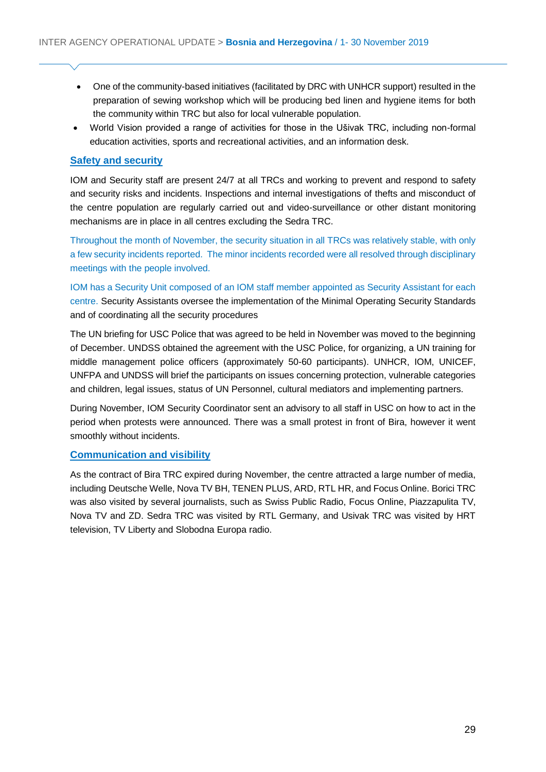- One of the community-based initiatives (facilitated by DRC with UNHCR support) resulted in the preparation of sewing workshop which will be producing bed linen and hygiene items for both the community within TRC but also for local vulnerable population.
- World Vision provided a range of activities for those in the Ušivak TRC, including non-formal education activities, sports and recreational activities, and an information desk.

### Safety and security

IOM and Security staff are present 24/7 at all TRCs and working to prevent and respond to safety and security risks and incidents. Inspections and internal investigations of thefts and misconduct of the centre population are regularly carried out and video-surveillance or other distant monitoring mechanisms are in place in all centres excluding the Sedra TRC.

Throughout the month of November, the security situation in all TRCs was relatively stable, with only a few security incidents reported. The minor incidents recorded were all resolved through disciplinary meetings with the people involved.

IOM has a Security Unit composed of an IOM staff member appointed as Security Assistant for each centre. Security Assistants oversee the implementation of the Minimal Operating Security Standards and of coordinating all the security procedures

The UN briefing for USC Police that was agreed to be held in November was moved to the beginning of December. UNDSS obtained the agreement with the USC Police, for organizing, a UN training for middle management police officers (approximately 50-60 participants). UNHCR, IOM, UNICEF, UNFPA and UNDSS will brief the participants on issues concerning protection, vulnerable categories and children, legal issues, status of UN Personnel, cultural mediators and implementing partners.

During November, IOM Security Coordinator sent an advisory to all staff in USC on how to act in the period when protests were announced. There was a small protest in front of Bira, however it went smoothly without incidents.

### Communication and visibility

As the contract of Bira TRC expired during November, the centre attracted a large number of media, including Deutsche Welle, Nova TV BH, TENEN PLUS, ARD, RTL HR, and Focus Online. Borici TRC was also visited by several journalists, such as Swiss Public Radio, Focus Online, Piazzapulita TV, Nova TV and ZD. Sedra TRC was visited by RTL Germany, and Usivak TRC was visited by HRT television, TV Liberty and Slobodna Europa radio.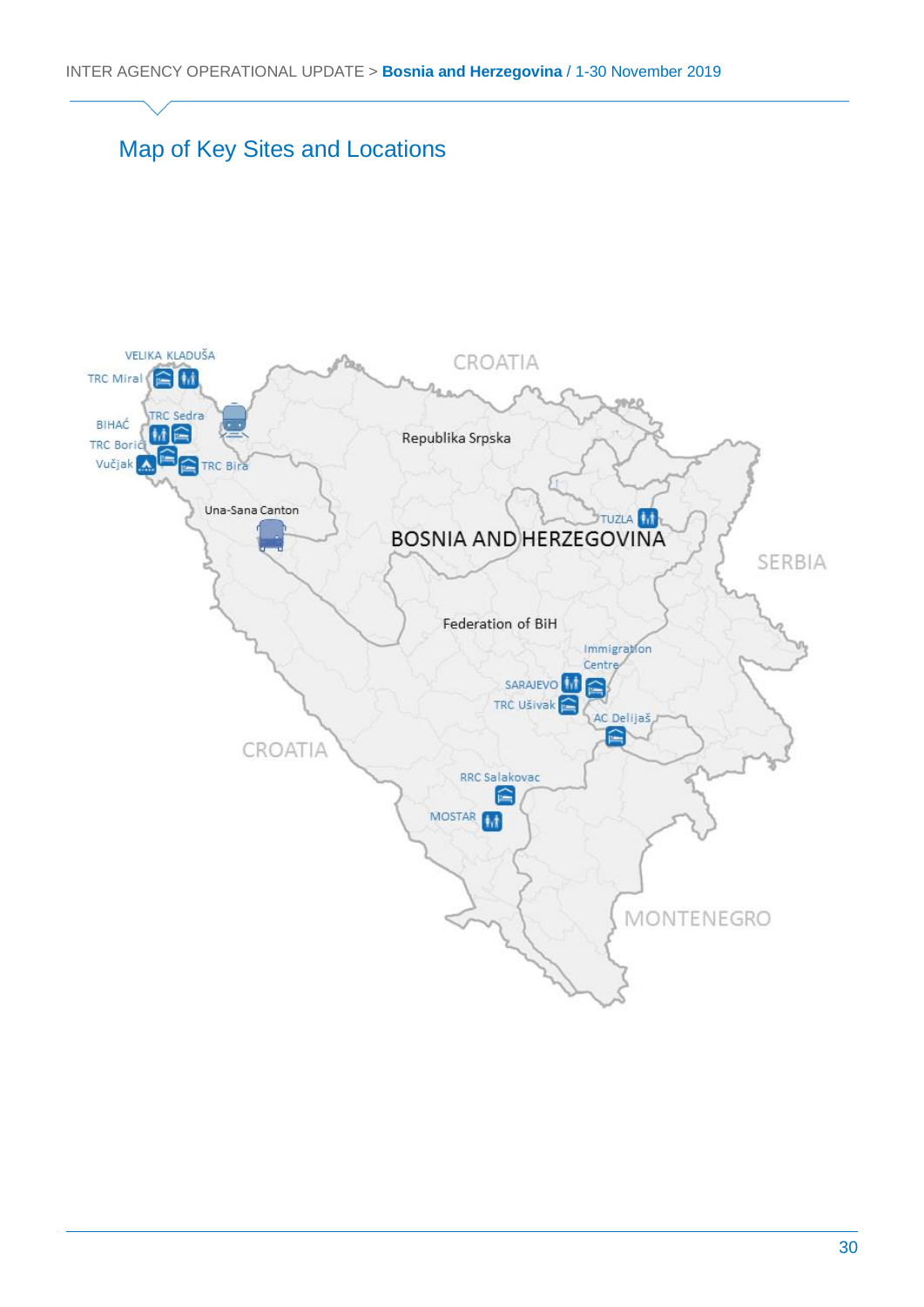## Map of Key Sites and Locations

VELIKA KLADUŠA

TRC Miral

BIHAĆ

TRC Sedra

TRC Borići

Vučjak

TRC Bira

Una-Sana Canton

CROATIA

Republika Srpska

TUZLA

BOSNIA AND HERZEGOVINA

SERBIA

Federation of BiH

Immigration Centre

SARAJEVO

TRC Ušivak

AC Delijaš

CROATIA

RRC Salakovac

MOSTAR

MONTENEGRO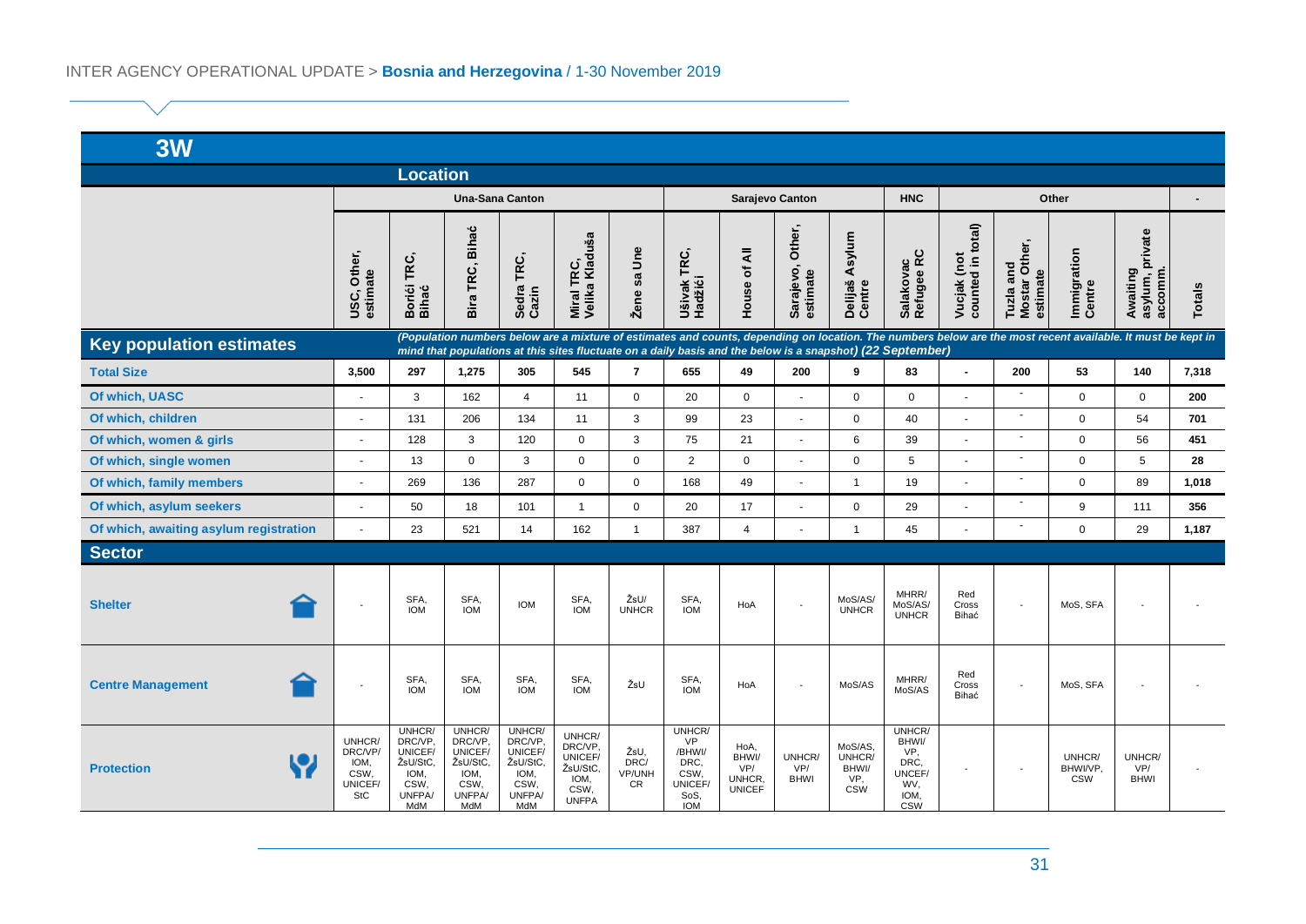## 3W

| | Location | | | | | | | | | | | | | | | |
|---|---|---|---|---|---|---|---|---|---|---|---|---|---|---|---|---|
| | Una-Sana Canton | | | | | | Sarajevo Canton | | | | HNC | Other | | | | - |
| | USC, Other, estimate | Borići TRC, Bihać | Bira TRC, Bihać | Sedra TRC, Cazin | Miral TRC, Velika Kladuša | Žene sa Une | Ušivak TRC, Hadžići | House of All | Sarajevo, Other, estimate | Delijaš Asylum Centre | Salakovac Refugee RC | Vucjak (not counted in total) | Tuzla and Mostar Other, estimate | Immigration Centre | Awaiting asylum, private accomm. | Totals |
| **Key population estimates** | *(Population numbers below are a mixture of estimates and counts, depending on location. The numbers below are the most recent available. It must be kept in mind that populations at this sites fluctuate on a daily basis and the below is a snapshot) (22 September)* | | | | | | | | | | | | | | | |
| **Total Size** | 3,500 | 297 | 1,275 | 305 | 545 | 7 | 655 | 49 | 200 | 9 | 83 | - | 200 | 53 | 140 | 7,318 |
| **Of which, UASC** | - | 3 | 162 | 4 | 11 | 0 | 20 | 0 | - | 0 | 0 | - | - | 0 | 0 | 200 |
| **Of which, children** | - | 131 | 206 | 134 | 11 | 3 | 99 | 23 | - | 0 | 40 | - | - | 0 | 54 | 701 |
| **Of which, women & girls** | - | 128 | 3 | 120 | 0 | 3 | 75 | 21 | - | 6 | 39 | - | - | 0 | 56 | 451 |
| **Of which, single women** | - | 13 | 0 | 3 | 0 | 0 | 2 | 0 | - | 0 | 5 | - | - | 0 | 5 | 28 |
| **Of which, family members** | - | 269 | 136 | 287 | 0 | 0 | 168 | 49 | - | 1 | 19 | - | - | 0 | 89 | 1,018 |
| **Of which, asylum seekers** | - | 50 | 18 | 101 | 1 | 0 | 20 | 17 | - | 0 | 29 | - | - | 9 | 111 | 356 |
| **Of which, awaiting asylum registration** | - | 23 | 521 | 14 | 162 | 1 | 387 | 4 | - | 1 | 45 | - | - | 0 | 29 | 1,187 |
| **Sector** | | | | | | | | | | | | | | | | |
| **Shelter** | - | SFA, IOM | SFA, IOM | IOM | SFA, IOM | ŽsU/ UNHCR | SFA, IOM | HoA | - | MoS/AS/ UNHCR | MHRR/ MoS/AS/ UNHCR | Red Cross Bihać | - | MoS, SFA | - | - |
| **Centre Management** | - | SFA, IOM | SFA, IOM | SFA, IOM | SFA, IOM | ŽsU | SFA, IOM | HoA | - | MoS/AS | MHRR/ MoS/AS | Red Cross Bihać | - | MoS, SFA | - | - |
| **Protection** | UNHCR/ DRC/VP/ IOM, CSW, UNICEF/ StC | UNHCR/ DRC/VP, UNICEF/ ŽsU/StC, IOM, CSW, UNFPA/ MdM | UNHCR/ DRC/VP, UNICEF/ ŽsU/StC, IOM, CSW, UNFPA/ MdM | UNHCR/ DRC/VP, UNICEF/ ŽsU/StC, IOM, CSW, UNFPA/ MdM | UNHCR/ DRC/VP, UNICEF/ ŽsU/StC, IOM, CSW, UNFPA | ŽsU, DRC/ VP/UNH CR | UNHCR/ VP /BHWI/ DRC, CSW, UNICEF/ SoS, IOM | HoA, BHWI/ VP/ UNHCR, UNICEF | UNHCR/ VP/ BHWI | MoS/AS, UNHCR/ BHWI/ VP, CSW | UNHCR/ BHWI/ VP, DRC, UNCEF/ WV, IOM, CSW | - | - | UNHCR/ BHWI/VP, CSW | UNHCR/ VP/ BHWI | - |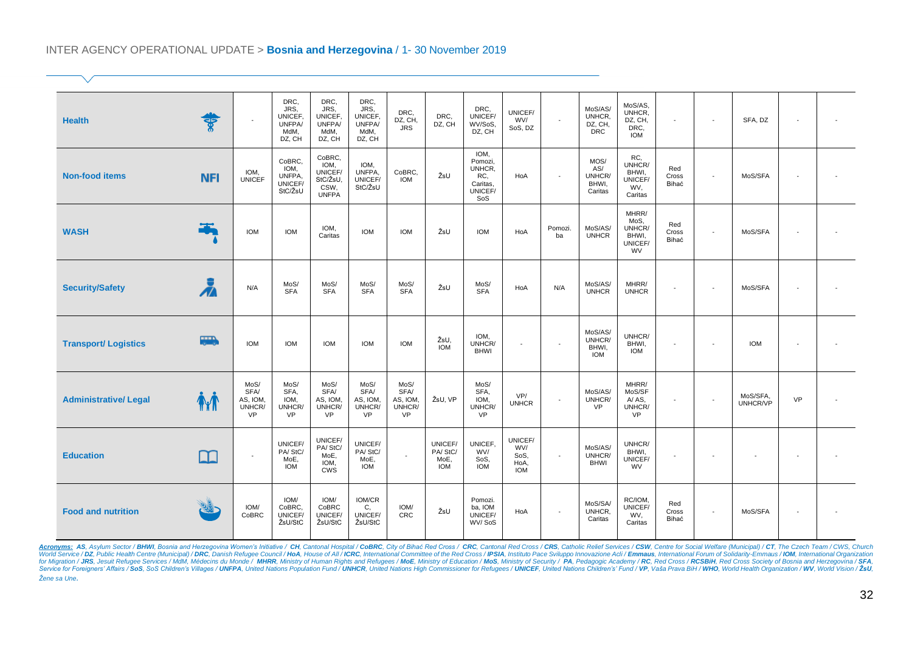| | | | | | | | | | | | | | | | | | | |
|---|---|---|---|---|---|---|---|---|---|---|---|---|---|---|---|---|---|---|
| **Health** | | - | DRC, JRS, UNICEF, UNFPA/ MdM, DZ, CH | DRC, JRS, UNICEF, UNFPA/ MdM, DZ, CH | DRC, JRS, UNICEF, UNFPA/ MdM, DZ, CH | DRC, DZ, CH, JRS | DRC, DZ, CH | DRC, UNICEF/ WV/SoS, DZ, CH | UNICEF/ WV/ SoS, DZ | - | MoS/AS/ UNHCR, DZ, CH, DRC | MoS/AS, UNHCR, DZ, CH, DRC, IOM | - | - | SFA, DZ | - | - |
| **Non-food items** | NFI | IOM, UNICEF | CoBRC, IOM, UNFPA, UNICEF/ StC/ŽsU | CoBRC, IOM, UNICEF/ StC/ŽsU, CSW, UNFPA | IOM, UNFPA, UNICEF/ StC/ŽsU | CoBRC, IOM | ŽsU | IOM, Pomozi, UNHCR, RC, Caritas, UNICEF/ SoS | HoA | - | MOS/ AS/ UNHCR/ BHWI, Caritas | RC, UNHCR/ BHWI, UNICEF/ WV, Caritas | Red Cross Bihać | - | MoS/SFA | - | - |
| **WASH** | | IOM | IOM | IOM, Caritas | IOM | IOM | ŽsU | IOM | HoA | Pomozi. ba | MoS/AS/ UNHCR | MHRR/ MoS, UNHCR/ BHWI, UNICEF/ WV | Red Cross Bihać | - | MoS/SFA | - | - |
| **Security/Safety** | | N/A | MoS/ SFA | MoS/ SFA | MoS/ SFA | MoS/ SFA | ŽsU | MoS/ SFA | HoA | N/A | MoS/AS/ UNHCR | MHRR/ UNHCR | - | - | MoS/SFA | - | - |
| **Transport/ Logistics** | | IOM | IOM | IOM | IOM | IOM | ŽsU, IOM | IOM, UNHCR/ BHWI | - | - | MoS/AS/ UNHCR/ BHWI, IOM | UNHCR/ BHWI, IOM | - | - | IOM | - | - |
| **Administrative/ Legal** | | MoS/ SFA/ AS, IOM, UNHCR/ VP | MoS/ SFA, IOM, UNHCR/ VP | MoS/ SFA/ AS, IOM, UNHCR/ VP | MoS/ SFA/ AS, IOM, UNHCR/ VP | MoS/ SFA/ AS, IOM, UNHCR/ VP | ŽsU, VP | MoS/ SFA, IOM, UNHCR/ VP | VP/ UNHCR | - | MoS/AS/ UNHCR/ VP | MHRR/ MoS/SF A/ AS, UNHCR/ VP | - | - | MoS/SFA, UNHCR/VP | VP | - |
| **Education** | | - | UNICEF/ PA/ StC/ MoE, IOM | UNICEF/ PA/ StC/ MoE, IOM, CWS | UNICEF/ PA/ StC/ MoE, IOM | - | UNICEF/ PA/ StC/ MoE, IOM | UNICEF, WV/ SoS, IOM | UNICEF/ WV/ SoS, HoA, IOM | - | MoS/AS/ UNHCR/ BHWI | UNHCR/ BHWI, UNICEF/ WV | - | - | - | - | - |
| **Food and nutrition** | | IOM/ CoBRC | IOM/ CoBRC, UNICEF/ ŽsU/StC | IOM/ CoBRC UNICEF/ ŽsU/StC | IOM/CR C, UNICEF/ ŽsU/StC | IOM/ CRC | ŽsU | Pomozi. ba, IOM UNICEF/ WV/ SoS | HoA | - | MoS/SA/ UNHCR, Caritas | RC/IOM, UNICEF/ WV, Caritas | Red Cross Bihać | - | MoS/SFA | - | - |

***Acronyms:** **AS**, Asylum Sector / **BHWI**, Bosnia and Herzegovina Women's Initiative / **CH**, Cantonal Hospital / **CoBRC**, City of Bihać Red Cross / **CRC**, Cantonal Red Cross / **CRS**, Catholic Relief Services / **CSW**, Centre for Social Welfare (Municipal) / **CT**, The Czech Team / CWS, Church World Service / **DZ**, Public Health Centre (Municipal) / **DRC**, Danish Refugee Council / **HoA**, House of All / **ICRC**, International Committee of the Red Cross / **IPSIA**, Instituto Pace Sviluppo Innovazione Acli / **Emmaus**, International Forum of Solidarity-Emmaus / **IOM**, International Organization for Migration / **JRS**, Jesuit Refugee Services / MdM, Médecins du Monde / **MHRR**, Ministry of Human Rights and Refugees / **MoE**, Ministry of Education / **MoS**, Ministry of Security / **PA**, Pedagogic Academy / **RC**, Red Cross / **RCSBiH**, Red Cross Society of Bosnia and Herzegovina / **SFA**, Service for Foreigners' Affairs / **SoS**, SoS Children's Villages / **UNFPA**, United Nations Population Fund / **UNHCR**, United Nations High Commissioner for Refugees / **UNICEF**, United Nations Children's Fund / **VP**, Vaša Prava BiH / **WHO**, World Health Organization / **WV**, World Vision / **ŽsU**, Žene sa Une.*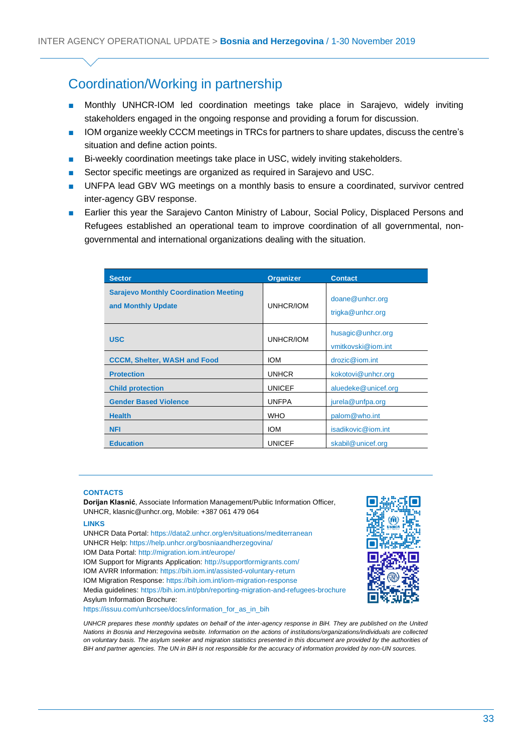## Coordination/Working in partnership

- Monthly UNHCR-IOM led coordination meetings take place in Sarajevo, widely inviting stakeholders engaged in the ongoing response and providing a forum for discussion.
- IOM organize weekly CCCM meetings in TRCs for partners to share updates, discuss the centre's situation and define action points.
- Bi-weekly coordination meetings take place in USC, widely inviting stakeholders.
- Sector specific meetings are organized as required in Sarajevo and USC.
- UNFPA lead GBV WG meetings on a monthly basis to ensure a coordinated, survivor centred inter-agency GBV response.
- Earlier this year the Sarajevo Canton Ministry of Labour, Social Policy, Displaced Persons and Refugees established an operational team to improve coordination of all governmental, non-governmental and international organizations dealing with the situation.

| Sector | Organizer | Contact |
|---|---|---|
| **Sarajevo Monthly Coordination Meeting and Monthly Update** | UNHCR/IOM | doane@unhcr.org<br>trigka@unhcr.org |
| **USC** | UNHCR/IOM | husagic@unhcr.org<br>vmitkovski@iom.int |
| **CCCM, Shelter, WASH and Food** | IOM | drozic@iom.int |
| **Protection** | UNHCR | kokotovi@unhcr.org |
| **Child protection** | UNICEF | aluedeke@unicef.org |
| **Gender Based Violence** | UNFPA | jurela@unfpa.org |
| **Health** | WHO | palom@who.int |
| **NFI** | IOM | isadikovic@iom.int |
| **Education** | UNICEF | skabil@unicef.org |

**CONTACTS**

**Dorijan Klasnić**, Associate Information Management/Public Information Officer, UNHCR, klasnic@unhcr.org, Mobile: +387 061 479 064

**LINKS**

UNHCR Data Portal: https://data2.unhcr.org/en/situations/mediterranean
UNHCR Help: https://help.unhcr.org/bosniaandherzegovina/
IOM Data Portal: http://migration.iom.int/europe/
IOM Support for Migrants Application: http://supportformigrants.com/
IOM AVRR Information: https://bih.iom.int/assisted-voluntary-return
IOM Migration Response: https://bih.iom.int/iom-migration-response
Media guidelines: https://bih.iom.int/pbn/reporting-migration-and-refugees-brochure
Asylum Information Brochure:
https://issuu.com/unhcrsee/docs/information_for_as_in_bih

*UNHCR prepares these monthly updates on behalf of the inter-agency response in BiH. They are published on the United Nations in Bosnia and Herzegovina website. Information on the actions of institutions/organizations/individuals are collected on voluntary basis. The asylum seeker and migration statistics presented in this document are provided by the authorities of BiH and partner agencies. The UN in BiH is not responsible for the accuracy of information provided by non-UN sources.*